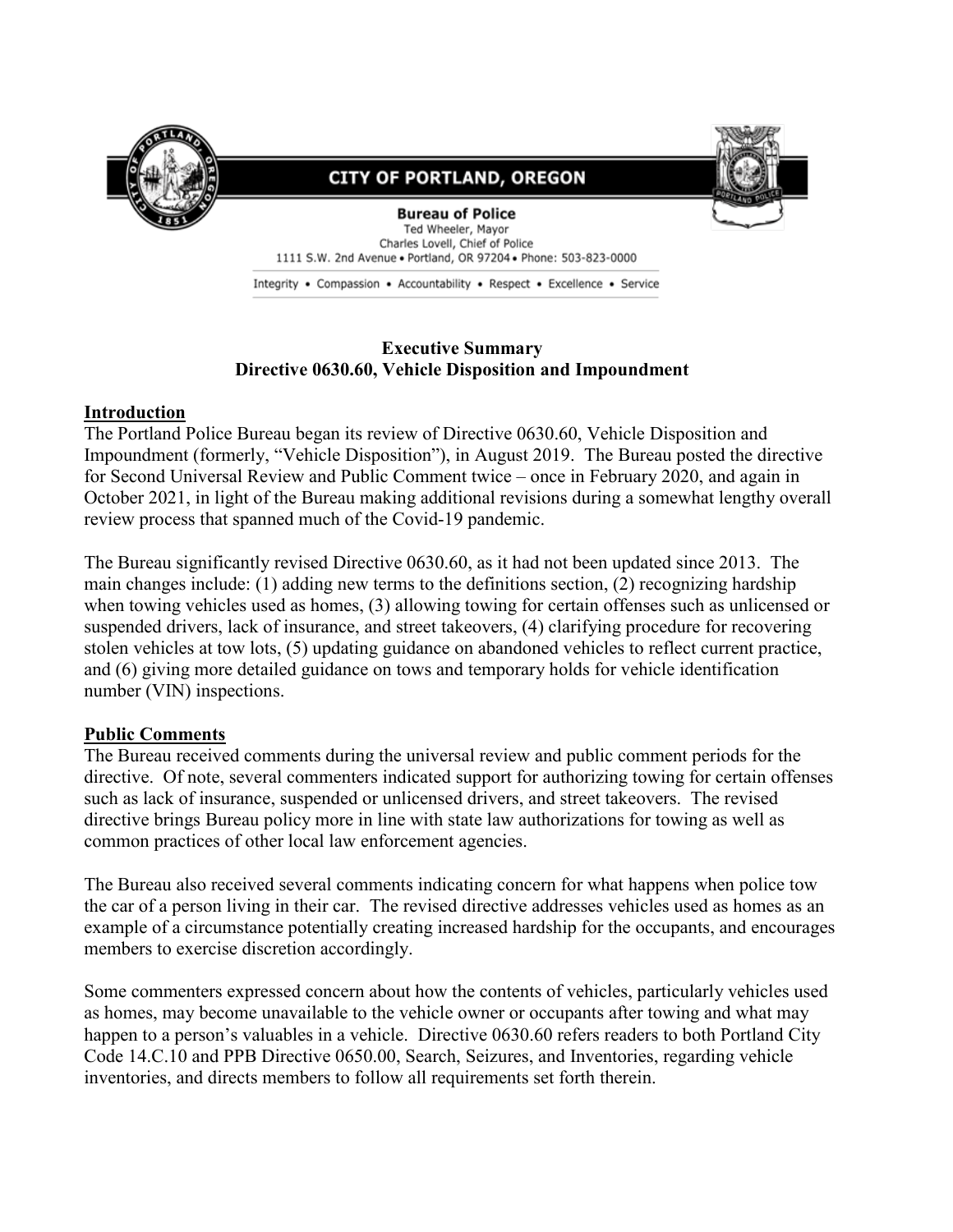CITY OF PORTLAND, OREGON

**Bureau of Police**
Ted Wheeler, Mayor
Charles Lovell, Chief of Police
1111 S.W. 2nd Avenue • Portland, OR 97204 • Phone: 503-823-0000

Integrity • Compassion • Accountability • Respect • Excellence • Service

**Executive Summary**
**Directive 0630.60, Vehicle Disposition and Impoundment**

## Introduction

The Portland Police Bureau began its review of Directive 0630.60, Vehicle Disposition and Impoundment (formerly, "Vehicle Disposition"), in August 2019. The Bureau posted the directive for Second Universal Review and Public Comment twice – once in February 2020, and again in October 2021, in light of the Bureau making additional revisions during a somewhat lengthy overall review process that spanned much of the Covid-19 pandemic.

The Bureau significantly revised Directive 0630.60, as it had not been updated since 2013. The main changes include: (1) adding new terms to the definitions section, (2) recognizing hardship when towing vehicles used as homes, (3) allowing towing for certain offenses such as unlicensed or suspended drivers, lack of insurance, and street takeovers, (4) clarifying procedure for recovering stolen vehicles at tow lots, (5) updating guidance on abandoned vehicles to reflect current practice, and (6) giving more detailed guidance on tows and temporary holds for vehicle identification number (VIN) inspections.

## Public Comments

The Bureau received comments during the universal review and public comment periods for the directive. Of note, several commenters indicated support for authorizing towing for certain offenses such as lack of insurance, suspended or unlicensed drivers, and street takeovers. The revised directive brings Bureau policy more in line with state law authorizations for towing as well as common practices of other local law enforcement agencies.

The Bureau also received several comments indicating concern for what happens when police tow the car of a person living in their car. The revised directive addresses vehicles used as homes as an example of a circumstance potentially creating increased hardship for the occupants, and encourages members to exercise discretion accordingly.

Some commenters expressed concern about how the contents of vehicles, particularly vehicles used as homes, may become unavailable to the vehicle owner or occupants after towing and what may happen to a person's valuables in a vehicle. Directive 0630.60 refers readers to both Portland City Code 14.C.10 and PPB Directive 0650.00, Search, Seizures, and Inventories, regarding vehicle inventories, and directs members to follow all requirements set forth therein.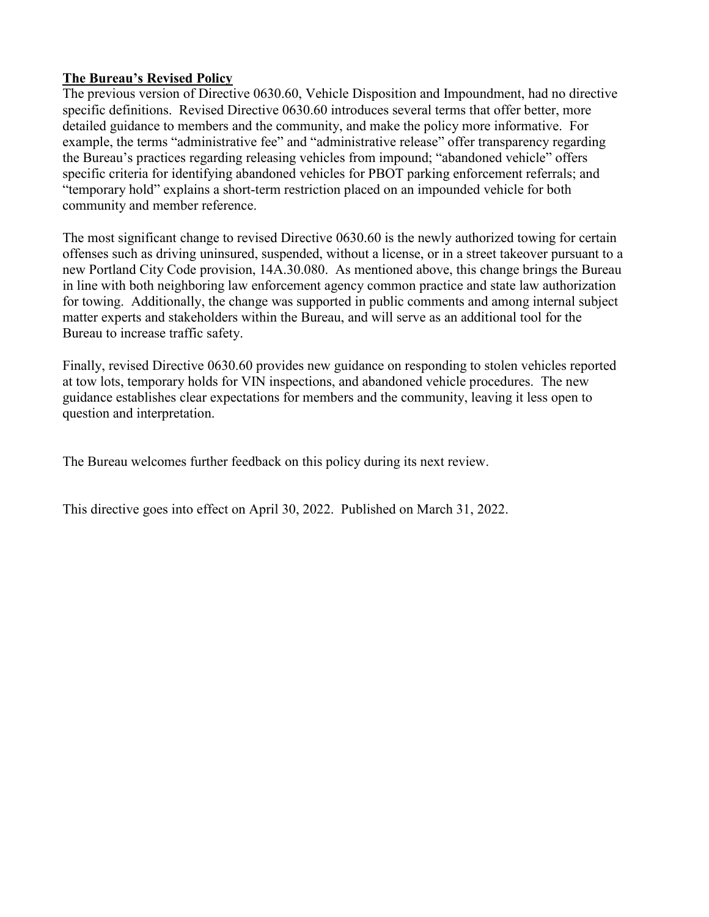**The Bureau's Revised Policy**

The previous version of Directive 0630.60, Vehicle Disposition and Impoundment, had no directive specific definitions. Revised Directive 0630.60 introduces several terms that offer better, more detailed guidance to members and the community, and make the policy more informative. For example, the terms "administrative fee" and "administrative release" offer transparency regarding the Bureau's practices regarding releasing vehicles from impound; "abandoned vehicle" offers specific criteria for identifying abandoned vehicles for PBOT parking enforcement referrals; and "temporary hold" explains a short-term restriction placed on an impounded vehicle for both community and member reference.

The most significant change to revised Directive 0630.60 is the newly authorized towing for certain offenses such as driving uninsured, suspended, without a license, or in a street takeover pursuant to a new Portland City Code provision, 14A.30.080. As mentioned above, this change brings the Bureau in line with both neighboring law enforcement agency common practice and state law authorization for towing. Additionally, the change was supported in public comments and among internal subject matter experts and stakeholders within the Bureau, and will serve as an additional tool for the Bureau to increase traffic safety.

Finally, revised Directive 0630.60 provides new guidance on responding to stolen vehicles reported at tow lots, temporary holds for VIN inspections, and abandoned vehicle procedures. The new guidance establishes clear expectations for members and the community, leaving it less open to question and interpretation.

The Bureau welcomes further feedback on this policy during its next review.

This directive goes into effect on April 30, 2022. Published on March 31, 2022.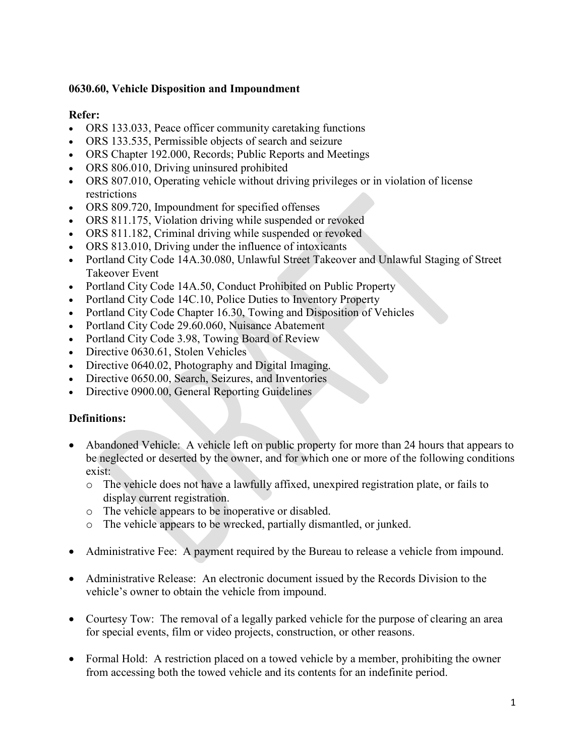**0630.60, Vehicle Disposition and Impoundment**

**Refer:**

- ORS 133.033, Peace officer community caretaking functions
- ORS 133.535, Permissible objects of search and seizure
- ORS Chapter 192.000, Records; Public Reports and Meetings
- ORS 806.010, Driving uninsured prohibited
- ORS 807.010, Operating vehicle without driving privileges or in violation of license restrictions
- ORS 809.720, Impoundment for specified offenses
- ORS 811.175, Violation driving while suspended or revoked
- ORS 811.182, Criminal driving while suspended or revoked
- ORS 813.010, Driving under the influence of intoxicants
- Portland City Code 14A.30.080, Unlawful Street Takeover and Unlawful Staging of Street Takeover Event
- Portland City Code 14A.50, Conduct Prohibited on Public Property
- Portland City Code 14C.10, Police Duties to Inventory Property
- Portland City Code Chapter 16.30, Towing and Disposition of Vehicles
- Portland City Code 29.60.060, Nuisance Abatement
- Portland City Code 3.98, Towing Board of Review
- Directive 0630.61, Stolen Vehicles
- Directive 0640.02, Photography and Digital Imaging.
- Directive 0650.00, Search, Seizures, and Inventories
- Directive 0900.00, General Reporting Guidelines

**Definitions:**

- Abandoned Vehicle: A vehicle left on public property for more than 24 hours that appears to be neglected or deserted by the owner, and for which one or more of the following conditions exist:
  - The vehicle does not have a lawfully affixed, unexpired registration plate, or fails to display current registration.
  - The vehicle appears to be inoperative or disabled.
  - The vehicle appears to be wrecked, partially dismantled, or junked.

- Administrative Fee: A payment required by the Bureau to release a vehicle from impound.

- Administrative Release: An electronic document issued by the Records Division to the vehicle's owner to obtain the vehicle from impound.

- Courtesy Tow: The removal of a legally parked vehicle for the purpose of clearing an area for special events, film or video projects, construction, or other reasons.

- Formal Hold: A restriction placed on a towed vehicle by a member, prohibiting the owner from accessing both the towed vehicle and its contents for an indefinite period.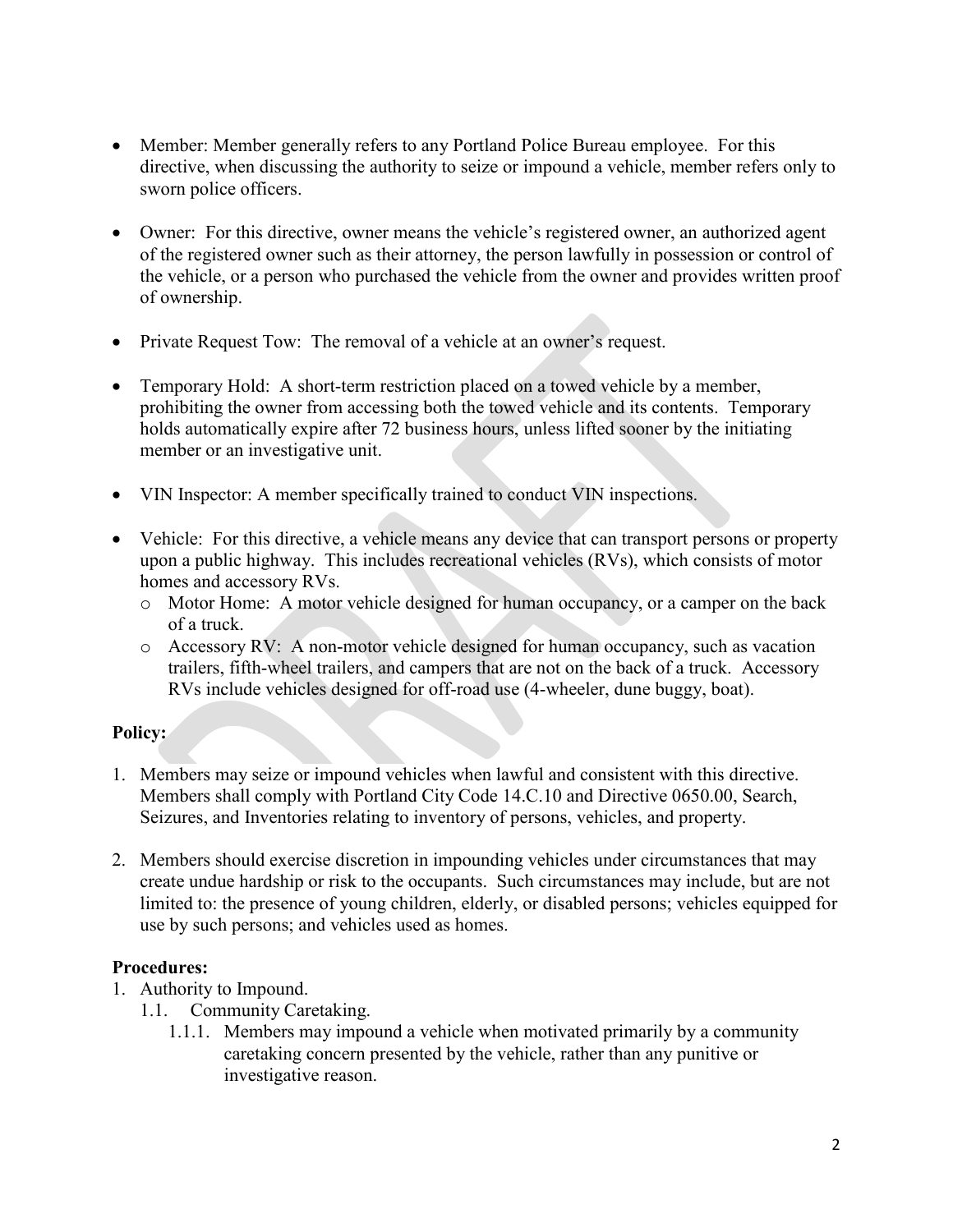- Member: Member generally refers to any Portland Police Bureau employee. For this directive, when discussing the authority to seize or impound a vehicle, member refers only to sworn police officers.

- Owner: For this directive, owner means the vehicle's registered owner, an authorized agent of the registered owner such as their attorney, the person lawfully in possession or control of the vehicle, or a person who purchased the vehicle from the owner and provides written proof of ownership.

- Private Request Tow: The removal of a vehicle at an owner's request.

- Temporary Hold: A short-term restriction placed on a towed vehicle by a member, prohibiting the owner from accessing both the towed vehicle and its contents. Temporary holds automatically expire after 72 business hours, unless lifted sooner by the initiating member or an investigative unit.

- VIN Inspector: A member specifically trained to conduct VIN inspections.

- Vehicle: For this directive, a vehicle means any device that can transport persons or property upon a public highway. This includes recreational vehicles (RVs), which consists of motor homes and accessory RVs.
  - Motor Home: A motor vehicle designed for human occupancy, or a camper on the back of a truck.
  - Accessory RV: A non-motor vehicle designed for human occupancy, such as vacation trailers, fifth-wheel trailers, and campers that are not on the back of a truck. Accessory RVs include vehicles designed for off-road use (4-wheeler, dune buggy, boat).

**Policy:**

1. Members may seize or impound vehicles when lawful and consistent with this directive. Members shall comply with Portland City Code 14.C.10 and Directive 0650.00, Search, Seizures, and Inventories relating to inventory of persons, vehicles, and property.

2. Members should exercise discretion in impounding vehicles under circumstances that may create undue hardship or risk to the occupants. Such circumstances may include, but are not limited to: the presence of young children, elderly, or disabled persons; vehicles equipped for use by such persons; and vehicles used as homes.

**Procedures:**

1. Authority to Impound.
   - 1.1. Community Caretaking.
     - 1.1.1. Members may impound a vehicle when motivated primarily by a community caretaking concern presented by the vehicle, rather than any punitive or investigative reason.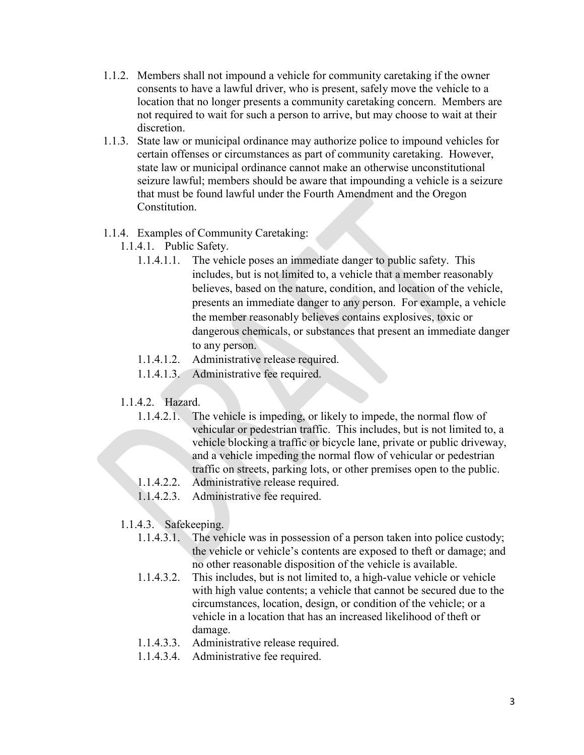1.1.2. Members shall not impound a vehicle for community caretaking if the owner consents to have a lawful driver, who is present, safely move the vehicle to a location that no longer presents a community caretaking concern. Members are not required to wait for such a person to arrive, but may choose to wait at their discretion.

1.1.3. State law or municipal ordinance may authorize police to impound vehicles for certain offenses or circumstances as part of community caretaking. However, state law or municipal ordinance cannot make an otherwise unconstitutional seizure lawful; members should be aware that impounding a vehicle is a seizure that must be found lawful under the Fourth Amendment and the Oregon Constitution.

1.1.4. Examples of Community Caretaking:

- 1.1.4.1. Public Safety.
  - 1.1.4.1.1. The vehicle poses an immediate danger to public safety. This includes, but is not limited to, a vehicle that a member reasonably believes, based on the nature, condition, and location of the vehicle, presents an immediate danger to any person. For example, a vehicle the member reasonably believes contains explosives, toxic or dangerous chemicals, or substances that present an immediate danger to any person.
  - 1.1.4.1.2. Administrative release required.
  - 1.1.4.1.3. Administrative fee required.

- 1.1.4.2. Hazard.
  - 1.1.4.2.1. The vehicle is impeding, or likely to impede, the normal flow of vehicular or pedestrian traffic. This includes, but is not limited to, a vehicle blocking a traffic or bicycle lane, private or public driveway, and a vehicle impeding the normal flow of vehicular or pedestrian traffic on streets, parking lots, or other premises open to the public.
  - 1.1.4.2.2. Administrative release required.
  - 1.1.4.2.3. Administrative fee required.

- 1.1.4.3. Safekeeping.
  - 1.1.4.3.1. The vehicle was in possession of a person taken into police custody; the vehicle or vehicle's contents are exposed to theft or damage; and no other reasonable disposition of the vehicle is available.
  - 1.1.4.3.2. This includes, but is not limited to, a high-value vehicle or vehicle with high value contents; a vehicle that cannot be secured due to the circumstances, location, design, or condition of the vehicle; or a vehicle in a location that has an increased likelihood of theft or damage.
  - 1.1.4.3.3. Administrative release required.
  - 1.1.4.3.4. Administrative fee required.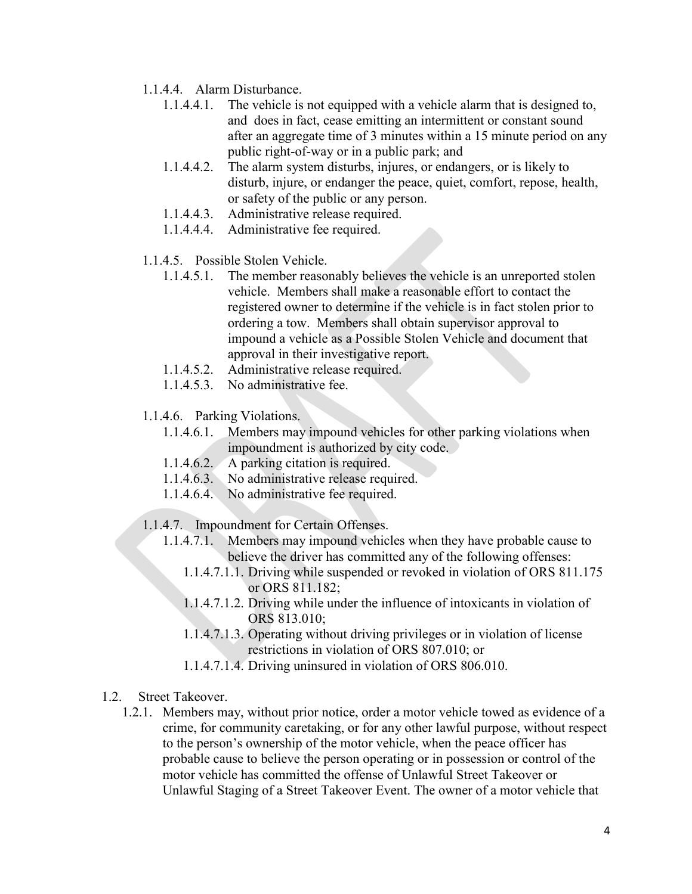1.1.4.4. Alarm Disturbance.

1.1.4.4.1. The vehicle is not equipped with a vehicle alarm that is designed to, and does in fact, cease emitting an intermittent or constant sound after an aggregate time of 3 minutes within a 15 minute period on any public right-of-way or in a public park; and

1.1.4.4.2. The alarm system disturbs, injures, or endangers, or is likely to disturb, injure, or endanger the peace, quiet, comfort, repose, health, or safety of the public or any person.

1.1.4.4.3. Administrative release required.

1.1.4.4.4. Administrative fee required.

1.1.4.5. Possible Stolen Vehicle.

1.1.4.5.1. The member reasonably believes the vehicle is an unreported stolen vehicle. Members shall make a reasonable effort to contact the registered owner to determine if the vehicle is in fact stolen prior to ordering a tow. Members shall obtain supervisor approval to impound a vehicle as a Possible Stolen Vehicle and document that approval in their investigative report.

1.1.4.5.2. Administrative release required.

1.1.4.5.3. No administrative fee.

1.1.4.6. Parking Violations.

1.1.4.6.1. Members may impound vehicles for other parking violations when impoundment is authorized by city code.

1.1.4.6.2. A parking citation is required.

1.1.4.6.3. No administrative release required.

1.1.4.6.4. No administrative fee required.

1.1.4.7. Impoundment for Certain Offenses.

1.1.4.7.1. Members may impound vehicles when they have probable cause to believe the driver has committed any of the following offenses:

1.1.4.7.1.1. Driving while suspended or revoked in violation of ORS 811.175 or ORS 811.182;

1.1.4.7.1.2. Driving while under the influence of intoxicants in violation of ORS 813.010;

1.1.4.7.1.3. Operating without driving privileges or in violation of license restrictions in violation of ORS 807.010; or

1.1.4.7.1.4. Driving uninsured in violation of ORS 806.010.

1.2. Street Takeover.

1.2.1. Members may, without prior notice, order a motor vehicle towed as evidence of a crime, for community caretaking, or for any other lawful purpose, without respect to the person's ownership of the motor vehicle, when the peace officer has probable cause to believe the person operating or in possession or control of the motor vehicle has committed the offense of Unlawful Street Takeover or Unlawful Staging of a Street Takeover Event. The owner of a motor vehicle that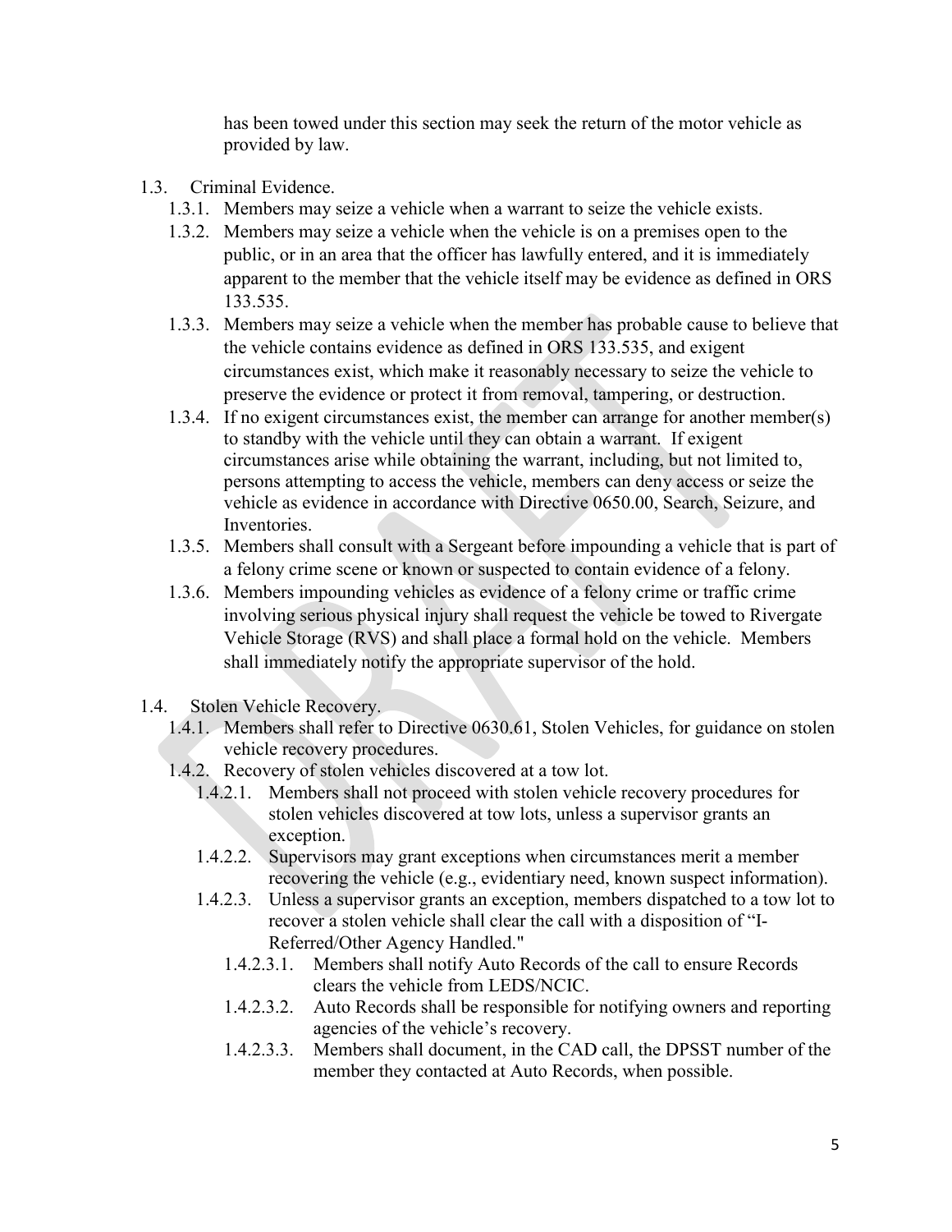has been towed under this section may seek the return of the motor vehicle as provided by law.

- 1.3. Criminal Evidence.
  - 1.3.1. Members may seize a vehicle when a warrant to seize the vehicle exists.
  - 1.3.2. Members may seize a vehicle when the vehicle is on a premises open to the public, or in an area that the officer has lawfully entered, and it is immediately apparent to the member that the vehicle itself may be evidence as defined in ORS 133.535.
  - 1.3.3. Members may seize a vehicle when the member has probable cause to believe that the vehicle contains evidence as defined in ORS 133.535, and exigent circumstances exist, which make it reasonably necessary to seize the vehicle to preserve the evidence or protect it from removal, tampering, or destruction.
  - 1.3.4. If no exigent circumstances exist, the member can arrange for another member(s) to standby with the vehicle until they can obtain a warrant. If exigent circumstances arise while obtaining the warrant, including, but not limited to, persons attempting to access the vehicle, members can deny access or seize the vehicle as evidence in accordance with Directive 0650.00, Search, Seizure, and Inventories.
  - 1.3.5. Members shall consult with a Sergeant before impounding a vehicle that is part of a felony crime scene or known or suspected to contain evidence of a felony.
  - 1.3.6. Members impounding vehicles as evidence of a felony crime or traffic crime involving serious physical injury shall request the vehicle be towed to Rivergate Vehicle Storage (RVS) and shall place a formal hold on the vehicle. Members shall immediately notify the appropriate supervisor of the hold.

- 1.4. Stolen Vehicle Recovery.
  - 1.4.1. Members shall refer to Directive 0630.61, Stolen Vehicles, for guidance on stolen vehicle recovery procedures.
  - 1.4.2. Recovery of stolen vehicles discovered at a tow lot.
    - 1.4.2.1. Members shall not proceed with stolen vehicle recovery procedures for stolen vehicles discovered at tow lots, unless a supervisor grants an exception.
    - 1.4.2.2. Supervisors may grant exceptions when circumstances merit a member recovering the vehicle (e.g., evidentiary need, known suspect information).
    - 1.4.2.3. Unless a supervisor grants an exception, members dispatched to a tow lot to recover a stolen vehicle shall clear the call with a disposition of "I-Referred/Other Agency Handled."
      - 1.4.2.3.1. Members shall notify Auto Records of the call to ensure Records clears the vehicle from LEDS/NCIC.
      - 1.4.2.3.2. Auto Records shall be responsible for notifying owners and reporting agencies of the vehicle's recovery.
      - 1.4.2.3.3. Members shall document, in the CAD call, the DPSST number of the member they contacted at Auto Records, when possible.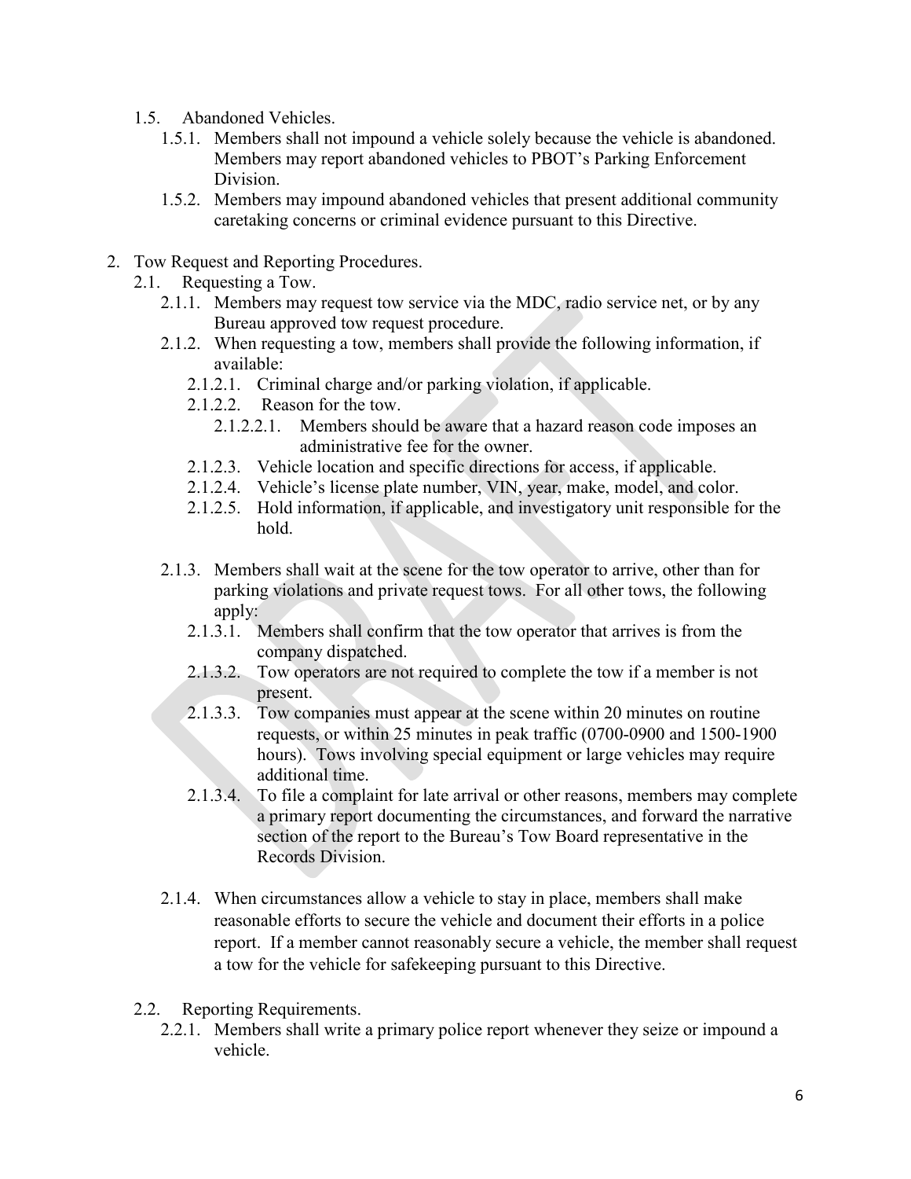- 1.5. Abandoned Vehicles.
  - 1.5.1. Members shall not impound a vehicle solely because the vehicle is abandoned. Members may report abandoned vehicles to PBOT's Parking Enforcement Division.
  - 1.5.2. Members may impound abandoned vehicles that present additional community caretaking concerns or criminal evidence pursuant to this Directive.

2. Tow Request and Reporting Procedures.
   - 2.1. Requesting a Tow.
     - 2.1.1. Members may request tow service via the MDC, radio service net, or by any Bureau approved tow request procedure.
     - 2.1.2. When requesting a tow, members shall provide the following information, if available:
       - 2.1.2.1. Criminal charge and/or parking violation, if applicable.
       - 2.1.2.2. Reason for the tow.
         - 2.1.2.2.1. Members should be aware that a hazard reason code imposes an administrative fee for the owner.
       - 2.1.2.3. Vehicle location and specific directions for access, if applicable.
       - 2.1.2.4. Vehicle's license plate number, VIN, year, make, model, and color.
       - 2.1.2.5. Hold information, if applicable, and investigatory unit responsible for the hold.
     - 2.1.3. Members shall wait at the scene for the tow operator to arrive, other than for parking violations and private request tows. For all other tows, the following apply:
       - 2.1.3.1. Members shall confirm that the tow operator that arrives is from the company dispatched.
       - 2.1.3.2. Tow operators are not required to complete the tow if a member is not present.
       - 2.1.3.3. Tow companies must appear at the scene within 20 minutes on routine requests, or within 25 minutes in peak traffic (0700-0900 and 1500-1900 hours). Tows involving special equipment or large vehicles may require additional time.
       - 2.1.3.4. To file a complaint for late arrival or other reasons, members may complete a primary report documenting the circumstances, and forward the narrative section of the report to the Bureau's Tow Board representative in the Records Division.
     - 2.1.4. When circumstances allow a vehicle to stay in place, members shall make reasonable efforts to secure the vehicle and document their efforts in a police report. If a member cannot reasonably secure a vehicle, the member shall request a tow for the vehicle for safekeeping pursuant to this Directive.
   - 2.2. Reporting Requirements.
     - 2.2.1. Members shall write a primary police report whenever they seize or impound a vehicle.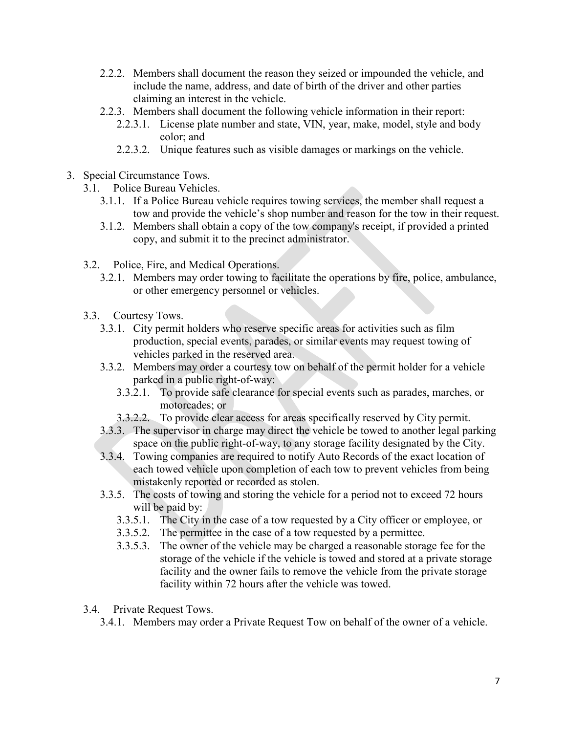2.2.2. Members shall document the reason they seized or impounded the vehicle, and include the name, address, and date of birth of the driver and other parties claiming an interest in the vehicle.

2.2.3. Members shall document the following vehicle information in their report:

2.2.3.1. License plate number and state, VIN, year, make, model, style and body color; and

2.2.3.2. Unique features such as visible damages or markings on the vehicle.

3. Special Circumstance Tows.

3.1. Police Bureau Vehicles.

3.1.1. If a Police Bureau vehicle requires towing services, the member shall request a tow and provide the vehicle's shop number and reason for the tow in their request.

3.1.2. Members shall obtain a copy of the tow company's receipt, if provided a printed copy, and submit it to the precinct administrator.

3.2. Police, Fire, and Medical Operations.

3.2.1. Members may order towing to facilitate the operations by fire, police, ambulance, or other emergency personnel or vehicles.

3.3. Courtesy Tows.

3.3.1. City permit holders who reserve specific areas for activities such as film production, special events, parades, or similar events may request towing of vehicles parked in the reserved area.

3.3.2. Members may order a courtesy tow on behalf of the permit holder for a vehicle parked in a public right-of-way:

3.3.2.1. To provide safe clearance for special events such as parades, marches, or motorcades; or

3.3.2.2. To provide clear access for areas specifically reserved by City permit.

3.3.3. The supervisor in charge may direct the vehicle be towed to another legal parking space on the public right-of-way, to any storage facility designated by the City.

3.3.4. Towing companies are required to notify Auto Records of the exact location of each towed vehicle upon completion of each tow to prevent vehicles from being mistakenly reported or recorded as stolen.

3.3.5. The costs of towing and storing the vehicle for a period not to exceed 72 hours will be paid by:

3.3.5.1. The City in the case of a tow requested by a City officer or employee, or

3.3.5.2. The permittee in the case of a tow requested by a permittee.

3.3.5.3. The owner of the vehicle may be charged a reasonable storage fee for the storage of the vehicle if the vehicle is towed and stored at a private storage facility and the owner fails to remove the vehicle from the private storage facility within 72 hours after the vehicle was towed.

3.4. Private Request Tows.

3.4.1. Members may order a Private Request Tow on behalf of the owner of a vehicle.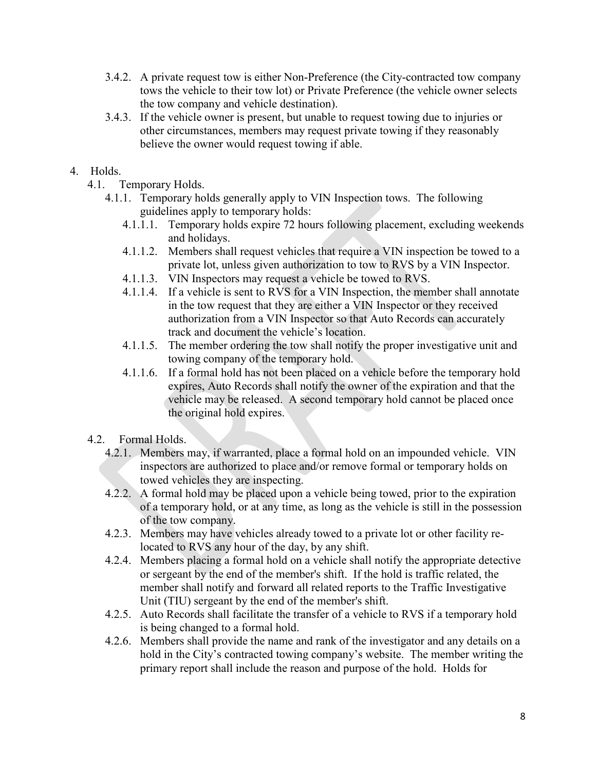- 3.4.2. A private request tow is either Non-Preference (the City-contracted tow company tows the vehicle to their tow lot) or Private Preference (the vehicle owner selects the tow company and vehicle destination).
- 3.4.3. If the vehicle owner is present, but unable to request towing due to injuries or other circumstances, members may request private towing if they reasonably believe the owner would request towing if able.

4. Holds.
   - 4.1. Temporary Holds.
     - 4.1.1. Temporary holds generally apply to VIN Inspection tows. The following guidelines apply to temporary holds:
       - 4.1.1.1. Temporary holds expire 72 hours following placement, excluding weekends and holidays.
       - 4.1.1.2. Members shall request vehicles that require a VIN inspection be towed to a private lot, unless given authorization to tow to RVS by a VIN Inspector.
       - 4.1.1.3. VIN Inspectors may request a vehicle be towed to RVS.
       - 4.1.1.4. If a vehicle is sent to RVS for a VIN Inspection, the member shall annotate in the tow request that they are either a VIN Inspector or they received authorization from a VIN Inspector so that Auto Records can accurately track and document the vehicle's location.
       - 4.1.1.5. The member ordering the tow shall notify the proper investigative unit and towing company of the temporary hold.
       - 4.1.1.6. If a formal hold has not been placed on a vehicle before the temporary hold expires, Auto Records shall notify the owner of the expiration and that the vehicle may be released. A second temporary hold cannot be placed once the original hold expires.
   - 4.2. Formal Holds.
     - 4.2.1. Members may, if warranted, place a formal hold on an impounded vehicle. VIN inspectors are authorized to place and/or remove formal or temporary holds on towed vehicles they are inspecting.
     - 4.2.2. A formal hold may be placed upon a vehicle being towed, prior to the expiration of a temporary hold, or at any time, as long as the vehicle is still in the possession of the tow company.
     - 4.2.3. Members may have vehicles already towed to a private lot or other facility re-located to RVS any hour of the day, by any shift.
     - 4.2.4. Members placing a formal hold on a vehicle shall notify the appropriate detective or sergeant by the end of the member's shift. If the hold is traffic related, the member shall notify and forward all related reports to the Traffic Investigative Unit (TIU) sergeant by the end of the member's shift.
     - 4.2.5. Auto Records shall facilitate the transfer of a vehicle to RVS if a temporary hold is being changed to a formal hold.
     - 4.2.6. Members shall provide the name and rank of the investigator and any details on a hold in the City's contracted towing company's website. The member writing the primary report shall include the reason and purpose of the hold. Holds for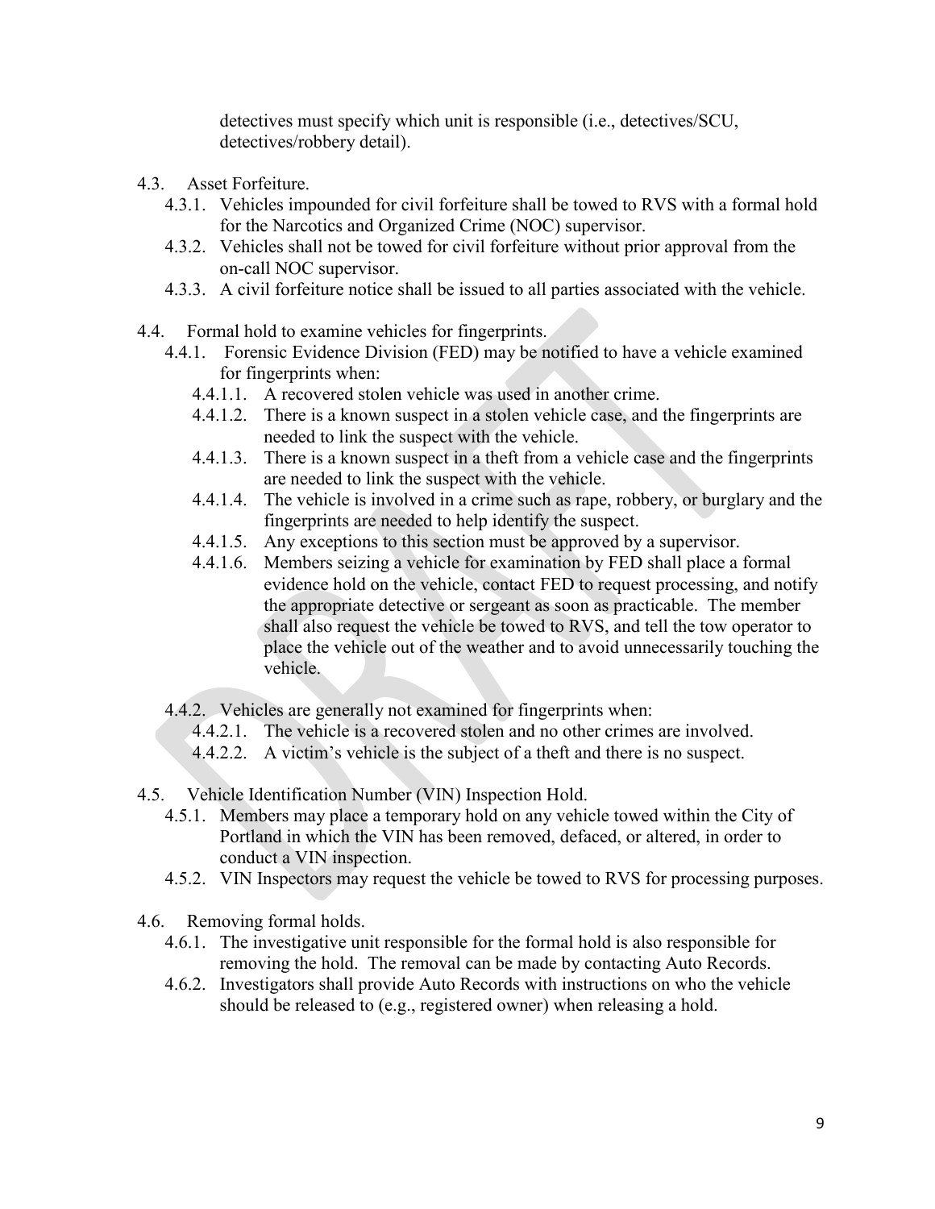detectives must specify which unit is responsible (i.e., detectives/SCU, detectives/robbery detail).

4.3. Asset Forfeiture.

4.3.1. Vehicles impounded for civil forfeiture shall be towed to RVS with a formal hold for the Narcotics and Organized Crime (NOC) supervisor.

4.3.2. Vehicles shall not be towed for civil forfeiture without prior approval from the on-call NOC supervisor.

4.3.3. A civil forfeiture notice shall be issued to all parties associated with the vehicle.

4.4. Formal hold to examine vehicles for fingerprints.

4.4.1. Forensic Evidence Division (FED) may be notified to have a vehicle examined for fingerprints when:

4.4.1.1. A recovered stolen vehicle was used in another crime.

4.4.1.2. There is a known suspect in a stolen vehicle case, and the fingerprints are needed to link the suspect with the vehicle.

4.4.1.3. There is a known suspect in a theft from a vehicle case and the fingerprints are needed to link the suspect with the vehicle.

4.4.1.4. The vehicle is involved in a crime such as rape, robbery, or burglary and the fingerprints are needed to help identify the suspect.

4.4.1.5. Any exceptions to this section must be approved by a supervisor.

4.4.1.6. Members seizing a vehicle for examination by FED shall place a formal evidence hold on the vehicle, contact FED to request processing, and notify the appropriate detective or sergeant as soon as practicable. The member shall also request the vehicle be towed to RVS, and tell the tow operator to place the vehicle out of the weather and to avoid unnecessarily touching the vehicle.

4.4.2. Vehicles are generally not examined for fingerprints when:

4.4.2.1. The vehicle is a recovered stolen and no other crimes are involved.

4.4.2.2. A victim's vehicle is the subject of a theft and there is no suspect.

4.5. Vehicle Identification Number (VIN) Inspection Hold.

4.5.1. Members may place a temporary hold on any vehicle towed within the City of Portland in which the VIN has been removed, defaced, or altered, in order to conduct a VIN inspection.

4.5.2. VIN Inspectors may request the vehicle be towed to RVS for processing purposes.

4.6. Removing formal holds.

4.6.1. The investigative unit responsible for the formal hold is also responsible for removing the hold. The removal can be made by contacting Auto Records.

4.6.2. Investigators shall provide Auto Records with instructions on who the vehicle should be released to (e.g., registered owner) when releasing a hold.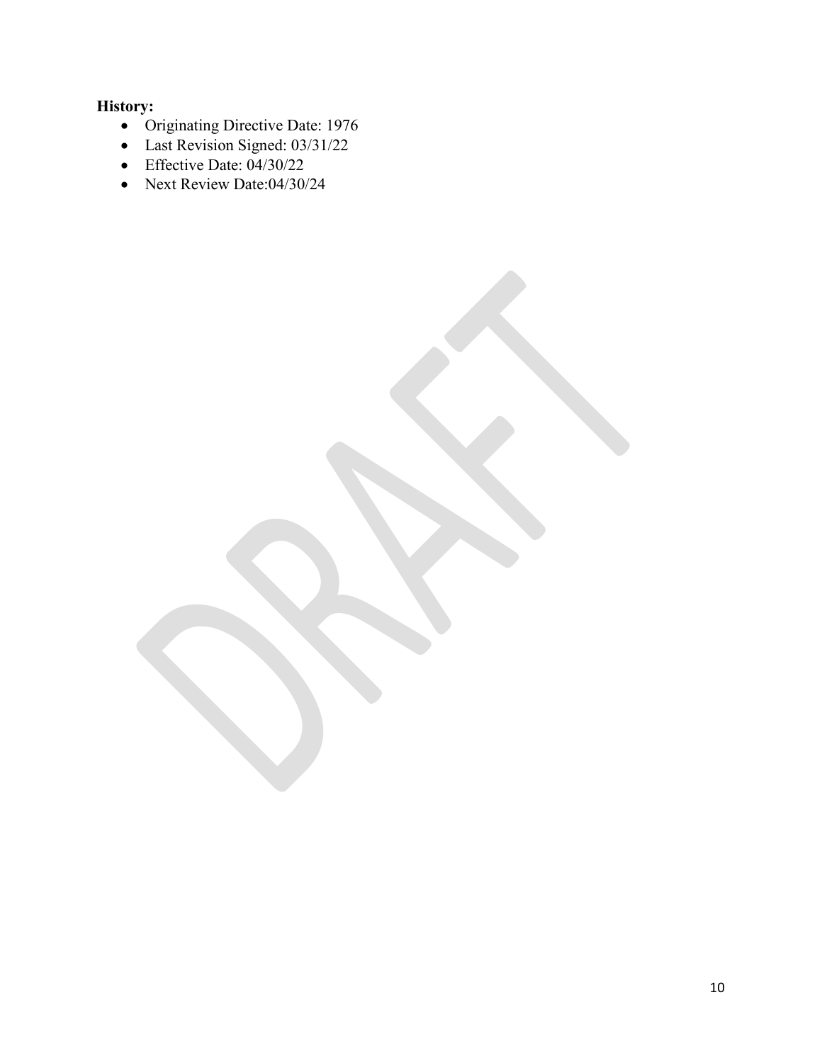**History:**

- Originating Directive Date: 1976
- Last Revision Signed: 03/31/22
- Effective Date: 04/30/22
- Next Review Date:04/30/24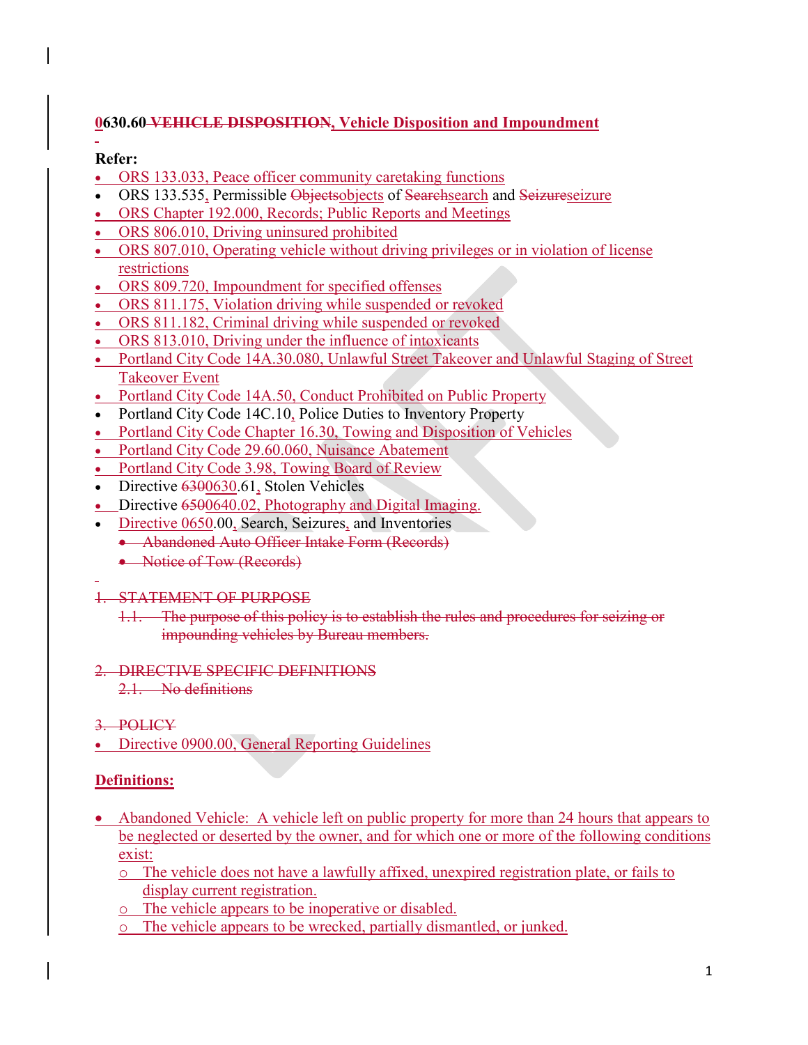## 0630.60 VEHICLE DISPOSITION, Vehicle Disposition and Impoundment

**Refer:**

- ORS 133.033, Peace officer community caretaking functions
- ORS 133.535, Permissible Objectsobjects of Searchsearch and Seizureseizure
- ORS Chapter 192.000, Records; Public Reports and Meetings
- ORS 806.010, Driving uninsured prohibited
- ORS 807.010, Operating vehicle without driving privileges or in violation of license restrictions
- ORS 809.720, Impoundment for specified offenses
- ORS 811.175, Violation driving while suspended or revoked
- ORS 811.182, Criminal driving while suspended or revoked
- ORS 813.010, Driving under the influence of intoxicants
- Portland City Code 14A.30.080, Unlawful Street Takeover and Unlawful Staging of Street Takeover Event
- Portland City Code 14A.50, Conduct Prohibited on Public Property
- Portland City Code 14C.10, Police Duties to Inventory Property
- Portland City Code Chapter 16.30, Towing and Disposition of Vehicles
- Portland City Code 29.60.060, Nuisance Abatement
- Portland City Code 3.98, Towing Board of Review
- Directive 6300630.61, Stolen Vehicles
- Directive 6500640.02, Photography and Digital Imaging.
- Directive 0650.00, Search, Seizures, and Inventories
  - ~~Abandoned Auto Officer Intake Form (Records)~~
  - ~~Notice of Tow (Records)~~

~~1. STATEMENT OF PURPOSE~~

~~1.1. The purpose of this policy is to establish the rules and procedures for seizing or impounding vehicles by Bureau members.~~

~~2. DIRECTIVE SPECIFIC DEFINITIONS~~

~~2.1. No definitions~~

~~3. POLICY~~

- Directive 0900.00, General Reporting Guidelines

**Definitions:**

- Abandoned Vehicle: A vehicle left on public property for more than 24 hours that appears to be neglected or deserted by the owner, and for which one or more of the following conditions exist:
  - The vehicle does not have a lawfully affixed, unexpired registration plate, or fails to display current registration.
  - The vehicle appears to be inoperative or disabled.
  - The vehicle appears to be wrecked, partially dismantled, or junked.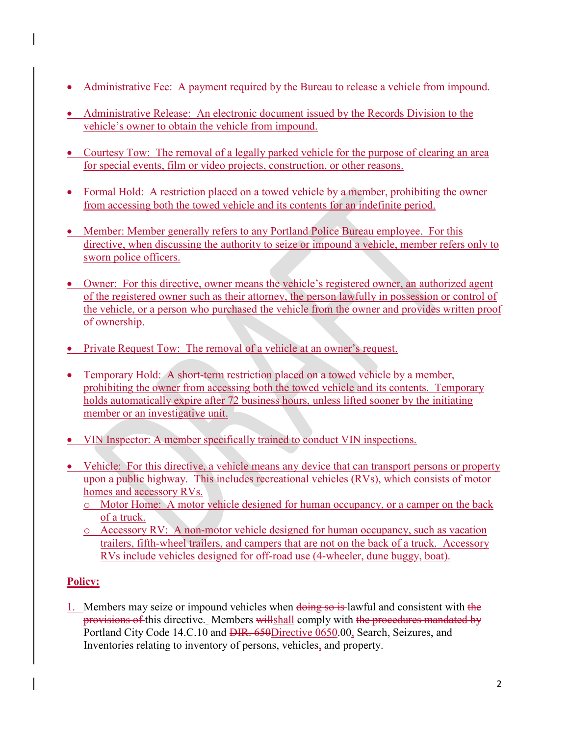- Administrative Fee: A payment required by the Bureau to release a vehicle from impound.

- Administrative Release: An electronic document issued by the Records Division to the vehicle's owner to obtain the vehicle from impound.

- Courtesy Tow: The removal of a legally parked vehicle for the purpose of clearing an area for special events, film or video projects, construction, or other reasons.

- Formal Hold: A restriction placed on a towed vehicle by a member, prohibiting the owner from accessing both the towed vehicle and its contents for an indefinite period.

- Member: Member generally refers to any Portland Police Bureau employee. For this directive, when discussing the authority to seize or impound a vehicle, member refers only to sworn police officers.

- Owner: For this directive, owner means the vehicle's registered owner, an authorized agent of the registered owner such as their attorney, the person lawfully in possession or control of the vehicle, or a person who purchased the vehicle from the owner and provides written proof of ownership.

- Private Request Tow: The removal of a vehicle at an owner's request.

- Temporary Hold: A short-term restriction placed on a towed vehicle by a member, prohibiting the owner from accessing both the towed vehicle and its contents. Temporary holds automatically expire after 72 business hours, unless lifted sooner by the initiating member or an investigative unit.

- VIN Inspector: A member specifically trained to conduct VIN inspections.

- Vehicle: For this directive, a vehicle means any device that can transport persons or property upon a public highway. This includes recreational vehicles (RVs), which consists of motor homes and accessory RVs.
  - Motor Home: A motor vehicle designed for human occupancy, or a camper on the back of a truck.
  - Accessory RV: A non-motor vehicle designed for human occupancy, such as vacation trailers, fifth-wheel trailers, and campers that are not on the back of a truck. Accessory RVs include vehicles designed for off-road use (4-wheeler, dune buggy, boat).

**Policy:**

1. Members may seize or impound vehicles when ~~doing so is~~ lawful and consistent with ~~the provisions of~~ this directive. Members ~~will~~shall comply with ~~the procedures mandated by~~ Portland City Code 14.C.10 and ~~DIR. 650~~Directive 0650.00, Search, Seizures, and Inventories relating to inventory of persons, vehicles, and property.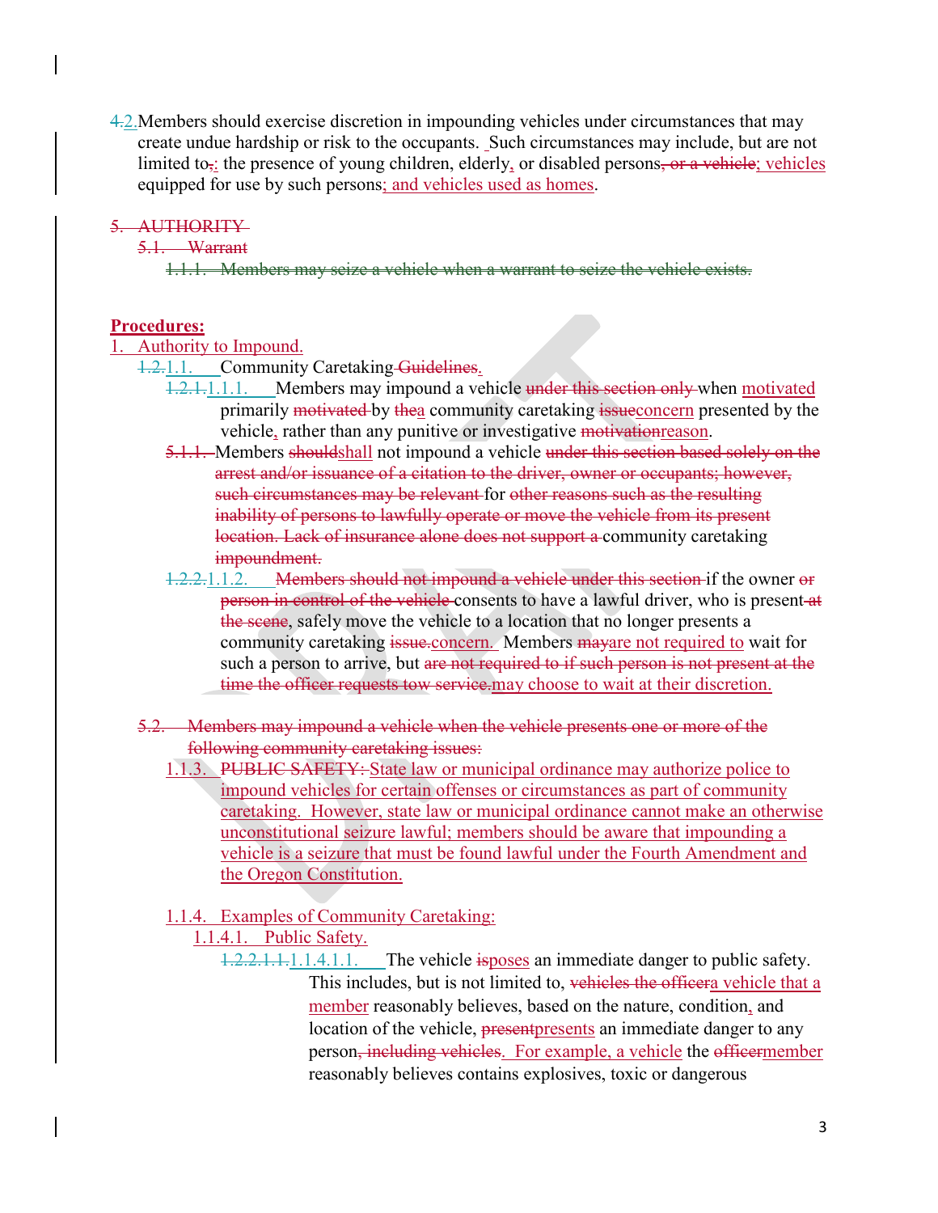4.2. Members should exercise discretion in impounding vehicles under circumstances that may create undue hardship or risk to the occupants. Such circumstances may include, but are not limited to,: the presence of young children, elderly, or disabled persons, or a vehicle; vehicles equipped for use by such persons; and vehicles used as homes.

5. AUTHORITY

5.1. Warrant

1.1.1. Members may seize a vehicle when a warrant to seize the vehicle exists.

**Procedures:**

1. Authority to Impound.

1.2.1.1. Community Caretaking Guidelines.

1.2.1.1.1.1. Members may impound a vehicle under this section only when motivated primarily motivated by thea community caretaking issueconcern presented by the vehicle, rather than any punitive or investigative motivationreason.

5.1.1. Members shouldshall not impound a vehicle under this section based solely on the arrest and/or issuance of a citation to the driver, owner or occupants; however, such circumstances may be relevant for other reasons such as the resulting inability of persons to lawfully operate or move the vehicle from its present location. Lack of insurance alone does not support a community caretaking impoundment.

1.2.2.1.1.2. Members should not impound a vehicle under this section if the owner or person in control of the vehicle consents to have a lawful driver, who is present at the scene, safely move the vehicle to a location that no longer presents a community caretaking issue.concern. Members mayare not required to wait for such a person to arrive, but are not required to if such person is not present at the time the officer requests tow service.may choose to wait at their discretion.

5.2. Members may impound a vehicle when the vehicle presents one or more of the following community caretaking issues:

1.1.3. PUBLIC SAFETY: State law or municipal ordinance may authorize police to impound vehicles for certain offenses or circumstances as part of community caretaking. However, state law or municipal ordinance cannot make an otherwise unconstitutional seizure lawful; members should be aware that impounding a vehicle is a seizure that must be found lawful under the Fourth Amendment and the Oregon Constitution.

1.1.4. Examples of Community Caretaking:

1.1.4.1. Public Safety.

1.2.2.1.1.1.1.4.1.1. The vehicle isposes an immediate danger to public safety. This includes, but is not limited to, vehicles the officera vehicle that a member reasonably believes, based on the nature, condition, and location of the vehicle, presentpresents an immediate danger to any person, including vehicles. For example, a vehicle the officermember reasonably believes contains explosives, toxic or dangerous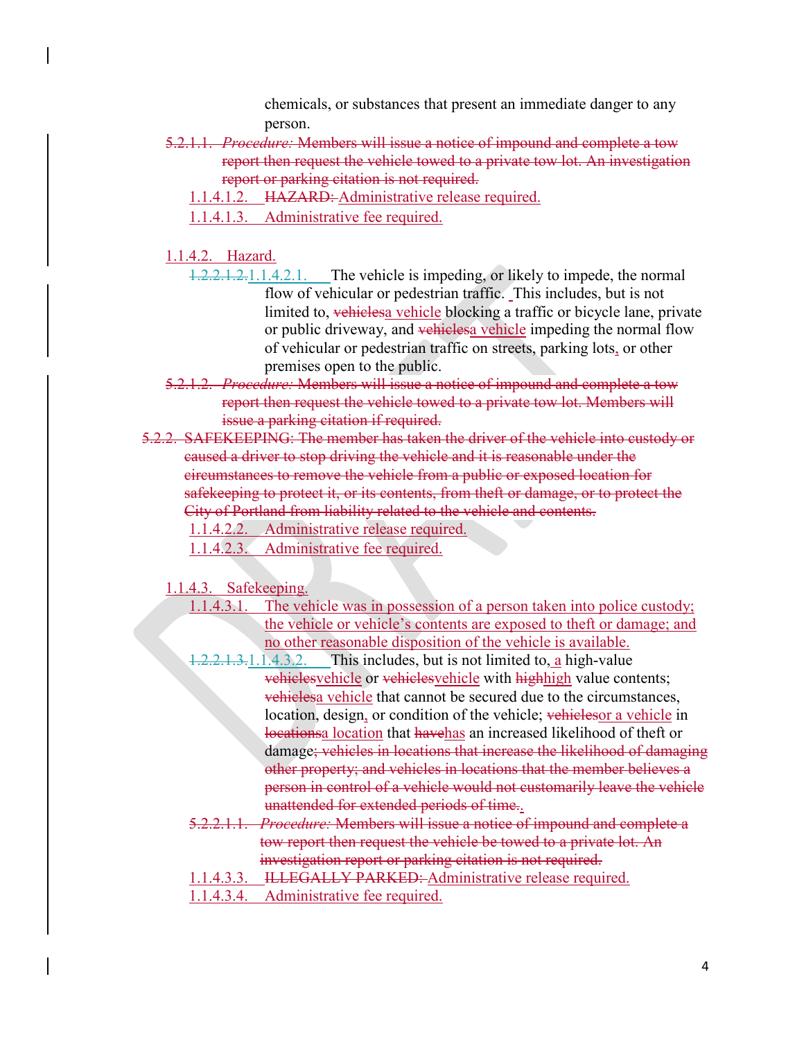chemicals, or substances that present an immediate danger to any person.

~~5.2.1.1. *Procedure:* Members will issue a notice of impound and complete a tow report then request the vehicle towed to a private tow lot. An investigation report or parking citation is not required.~~

1.1.4.1.2. ~~HAZARD:~~ Administrative release required.

1.1.4.1.3. Administrative fee required.

1.1.4.2. Hazard.

~~1.2.2.1.2.~~1.1.4.2.1. The vehicle is impeding, or likely to impede, the normal flow of vehicular or pedestrian traffic. This includes, but is not limited to, ~~vehicles~~a vehicle blocking a traffic or bicycle lane, private or public driveway, and ~~vehicles~~a vehicle impeding the normal flow of vehicular or pedestrian traffic on streets, parking lots, or other premises open to the public.

~~5.2.1.2. *Procedure:* Members will issue a notice of impound and complete a tow report then request the vehicle towed to a private tow lot. Members will issue a parking citation if required.~~

~~5.2.2. SAFEKEEPING: The member has taken the driver of the vehicle into custody or caused a driver to stop driving the vehicle and it is reasonable under the circumstances to remove the vehicle from a public or exposed location for safekeeping to protect it, or its contents, from theft or damage, or to protect the City of Portland from liability related to the vehicle and contents.~~

1.1.4.2.2. Administrative release required.

1.1.4.2.3. Administrative fee required.

1.1.4.3. Safekeeping.

1.1.4.3.1. The vehicle was in possession of a person taken into police custody; the vehicle or vehicle's contents are exposed to theft or damage; and no other reasonable disposition of the vehicle is available.

~~1.2.2.1.3.~~1.1.4.3.2. This includes, but is not limited to, a high-value ~~vehicles~~vehicle or ~~vehicles~~vehicle with ~~high~~high value contents; ~~vehicles~~a vehicle that cannot be secured due to the circumstances, location, design, or condition of the vehicle; ~~vehicles~~or a vehicle in ~~locations~~a location that ~~have~~has an increased likelihood of theft or damage~~; vehicles in locations that increase the likelihood of damaging other property; and vehicles in locations that the member believes a person in control of a vehicle would not customarily leave the vehicle unattended for extended periods of time.~~.

~~5.2.2.1.1. *Procedure:* Members will issue a notice of impound and complete a tow report then request the vehicle be towed to a private lot. An investigation report or parking citation is not required.~~

1.1.4.3.3. ~~ILLEGALLY PARKED:~~ Administrative release required.

1.1.4.3.4. Administrative fee required.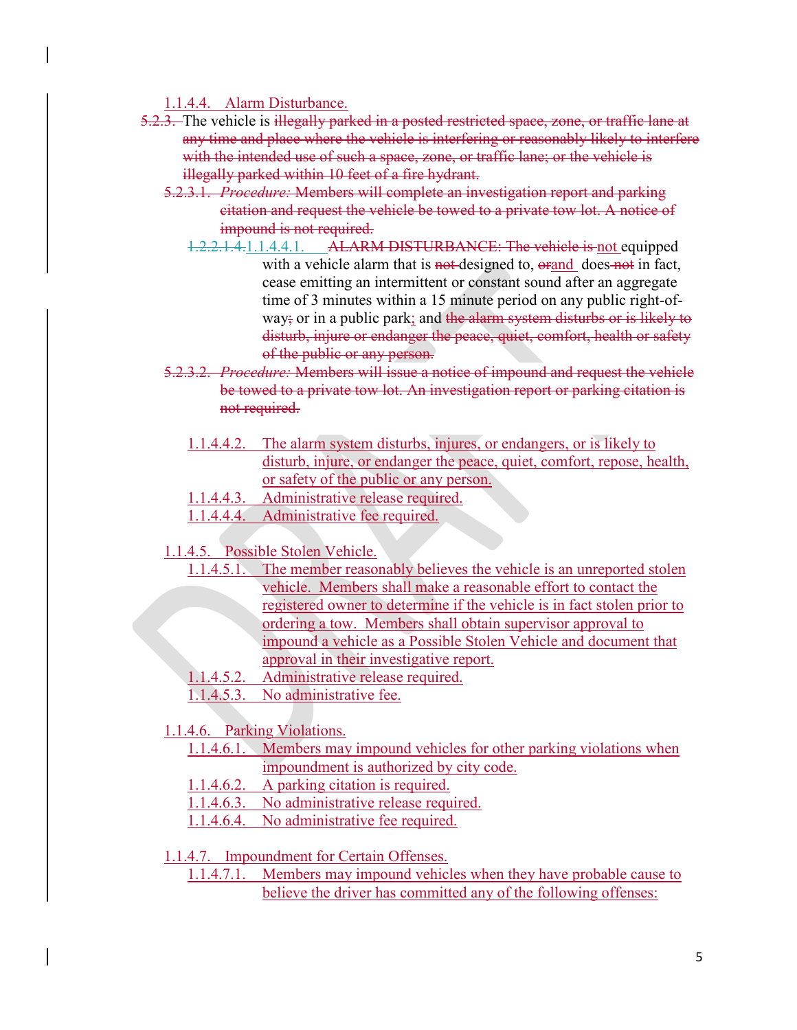1.1.4.4. Alarm Disturbance.

~~5.2.3.~~ The vehicle is ~~illegally parked in a posted restricted space, zone, or traffic lane at any time and place where the vehicle is interfering or reasonably likely to interfere with the intended use of such a space, zone, or traffic lane; or the vehicle is illegally parked within 10 feet of a fire hydrant.~~

~~5.2.3.1. *Procedure:* Members will complete an investigation report and parking citation and request the vehicle be towed to a private tow lot. A notice of impound is not required.~~

~~1.2.2.1.4.~~1.1.4.4.1. ~~ALARM DISTURBANCE: The vehicle is~~ not equipped with a vehicle alarm that is ~~not~~ designed to, ~~or~~and does ~~not~~ in fact, cease emitting an intermittent or constant sound after an aggregate time of 3 minutes within a 15 minute period on any public right-of-way~~,~~ or in a public park; and ~~the alarm system disturbs or is likely to disturb, injure or endanger the peace, quiet, comfort, health or safety of the public or any person.~~

~~5.2.3.2. *Procedure:* Members will issue a notice of impound and request the vehicle be towed to a private tow lot. An investigation report or parking citation is not required.~~

1.1.4.4.2. The alarm system disturbs, injures, or endangers, or is likely to disturb, injure, or endanger the peace, quiet, comfort, repose, health, or safety of the public or any person.

1.1.4.4.3. Administrative release required.

1.1.4.4.4. Administrative fee required.

1.1.4.5. Possible Stolen Vehicle.

1.1.4.5.1. The member reasonably believes the vehicle is an unreported stolen vehicle. Members shall make a reasonable effort to contact the registered owner to determine if the vehicle is in fact stolen prior to ordering a tow. Members shall obtain supervisor approval to impound a vehicle as a Possible Stolen Vehicle and document that approval in their investigative report.

1.1.4.5.2. Administrative release required.

1.1.4.5.3. No administrative fee.

1.1.4.6. Parking Violations.

1.1.4.6.1. Members may impound vehicles for other parking violations when impoundment is authorized by city code.

1.1.4.6.2. A parking citation is required.

1.1.4.6.3. No administrative release required.

1.1.4.6.4. No administrative fee required.

1.1.4.7. Impoundment for Certain Offenses.

1.1.4.7.1. Members may impound vehicles when they have probable cause to believe the driver has committed any of the following offenses: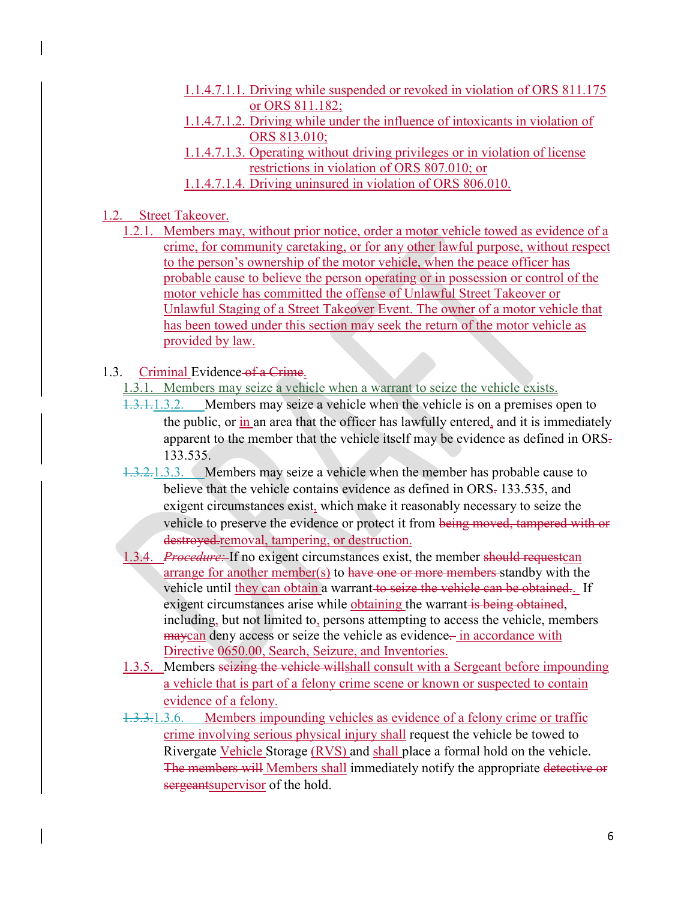1.1.4.7.1.1. Driving while suspended or revoked in violation of ORS 811.175 or ORS 811.182;

1.1.4.7.1.2. Driving while under the influence of intoxicants in violation of ORS 813.010;

1.1.4.7.1.3. Operating without driving privileges or in violation of license restrictions in violation of ORS 807.010; or

1.1.4.7.1.4. Driving uninsured in violation of ORS 806.010.

1.2. Street Takeover.

1.2.1. Members may, without prior notice, order a motor vehicle towed as evidence of a crime, for community caretaking, or for any other lawful purpose, without respect to the person's ownership of the motor vehicle, when the peace officer has probable cause to believe the person operating or in possession or control of the motor vehicle has committed the offense of Unlawful Street Takeover or Unlawful Staging of a Street Takeover Event. The owner of a motor vehicle that has been towed under this section may seek the return of the motor vehicle as provided by law.

1.3. Criminal Evidence ~~of a Crime~~.

1.3.1. Members may seize a vehicle when a warrant to seize the vehicle exists.

~~1.3.1.~~1.3.2. Members may seize a vehicle when the vehicle is on a premises open to the public, or in an area that the officer has lawfully entered, and it is immediately apparent to the member that the vehicle itself may be evidence as defined in ORS~~.~~ 133.535.

~~1.3.2.~~1.3.3. Members may seize a vehicle when the member has probable cause to believe that the vehicle contains evidence as defined in ORS~~.~~ 133.535, and exigent circumstances exist, which make it reasonably necessary to seize the vehicle to preserve the evidence or protect it from ~~being moved, tampered with or destroyed.~~removal, tampering, or destruction.

1.3.4. ~~*Procedure:*~~ If no exigent circumstances exist, the member ~~should request~~can arrange for another member(s) to ~~have one or more members~~ standby with the vehicle until they can obtain a warrant ~~to seize the vehicle can be obtained.~~. If exigent circumstances arise while obtaining the warrant ~~is being obtained~~, including, but not limited to, persons attempting to access the vehicle, members ~~may~~can deny access or seize the vehicle as evidence~~.~~ in accordance with Directive 0650.00, Search, Seizure, and Inventories.

1.3.5. Members ~~seizing the vehicle will~~shall consult with a Sergeant before impounding a vehicle that is part of a felony crime scene or known or suspected to contain evidence of a felony.

~~1.3.3.~~1.3.6. Members impounding vehicles as evidence of a felony crime or traffic crime involving serious physical injury shall request the vehicle be towed to Rivergate Vehicle Storage (RVS) and shall place a formal hold on the vehicle. ~~The members will~~ Members shall immediately notify the appropriate ~~detective or sergeant~~supervisor of the hold.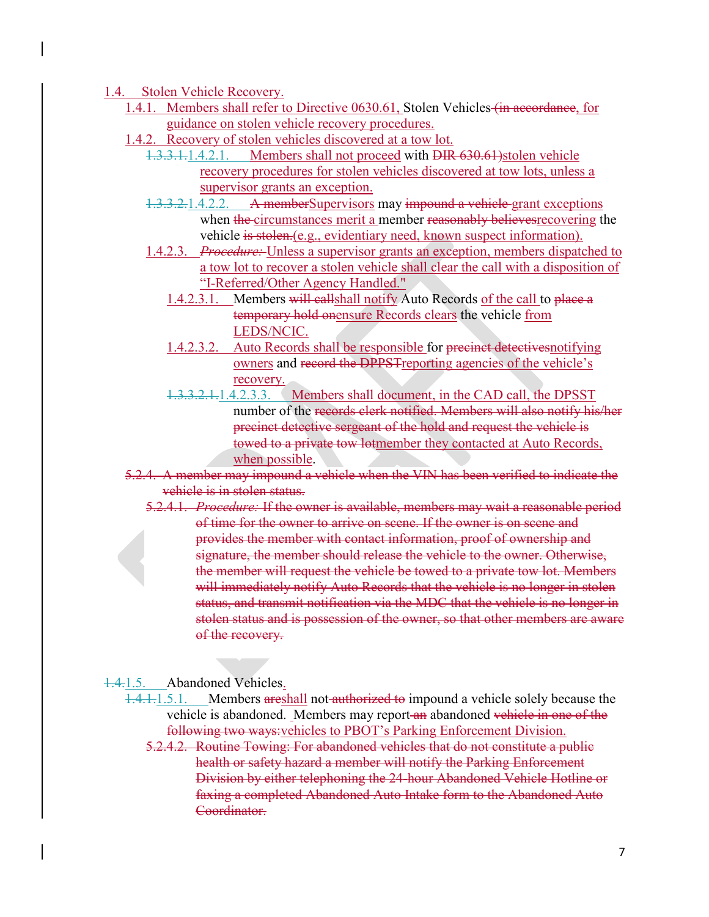1.4. Stolen Vehicle Recovery.

1.4.1. Members shall refer to Directive 0630.61, Stolen Vehicles ~~(in accordance~~, for guidance on stolen vehicle recovery procedures.

1.4.2. Recovery of stolen vehicles discovered at a tow lot.

~~1.3.3.1.~~1.4.2.1. Members shall not proceed with ~~DIR 630.61)~~stolen vehicle recovery procedures for stolen vehicles discovered at tow lots, unless a supervisor grants an exception.

~~1.3.3.2.~~1.4.2.2. ~~A member~~Supervisors may ~~impound a vehicle~~ grant exceptions when ~~the~~ circumstances merit a member ~~reasonably believes~~recovering the vehicle ~~is stolen.~~(e.g., evidentiary need, known suspect information).

1.4.2.3. ~~*Procedure:*~~ Unless a supervisor grants an exception, members dispatched to a tow lot to recover a stolen vehicle shall clear the call with a disposition of "I-Referred/Other Agency Handled."

1.4.2.3.1. Members ~~will call~~shall notify Auto Records of the call to ~~place a temporary hold on~~ensure Records clears the vehicle from LEDS/NCIC.

1.4.2.3.2. Auto Records shall be responsible for ~~precinct detectives~~notifying owners and ~~record the DPPST~~reporting agencies of the vehicle's recovery.

~~1.3.3.2.1.~~1.4.2.3.3. Members shall document, in the CAD call, the DPSST number of the ~~records clerk notified. Members will also notify his/her precinct detective sergeant of the hold and request the vehicle is towed to a private tow lot~~member they contacted at Auto Records, when possible.

~~5.2.4. A member may impound a vehicle when the VIN has been verified to indicate the vehicle is in stolen status.~~

~~5.2.4.1. *Procedure:* If the owner is available, members may wait a reasonable period of time for the owner to arrive on scene. If the owner is on scene and provides the member with contact information, proof of ownership and signature, the member should release the vehicle to the owner. Otherwise, the member will request the vehicle be towed to a private tow lot. Members will immediately notify Auto Records that the vehicle is no longer in stolen status, and transmit notification via the MDC that the vehicle is no longer in stolen status and is possession of the owner, so that other members are aware of the recovery.~~

~~1.4.~~1.5. Abandoned Vehicles.

~~1.4.1.~~1.5.1. Members ~~are~~shall not ~~authorized to~~ impound a vehicle solely because the vehicle is abandoned. Members may report ~~an~~ abandoned ~~vehicle in one of the following two ways:~~vehicles to PBOT's Parking Enforcement Division.

~~5.2.4.2. Routine Towing: For abandoned vehicles that do not constitute a public health or safety hazard a member will notify the Parking Enforcement Division by either telephoning the 24-hour Abandoned Vehicle Hotline or faxing a completed Abandoned Auto Intake form to the Abandoned Auto Coordinator.~~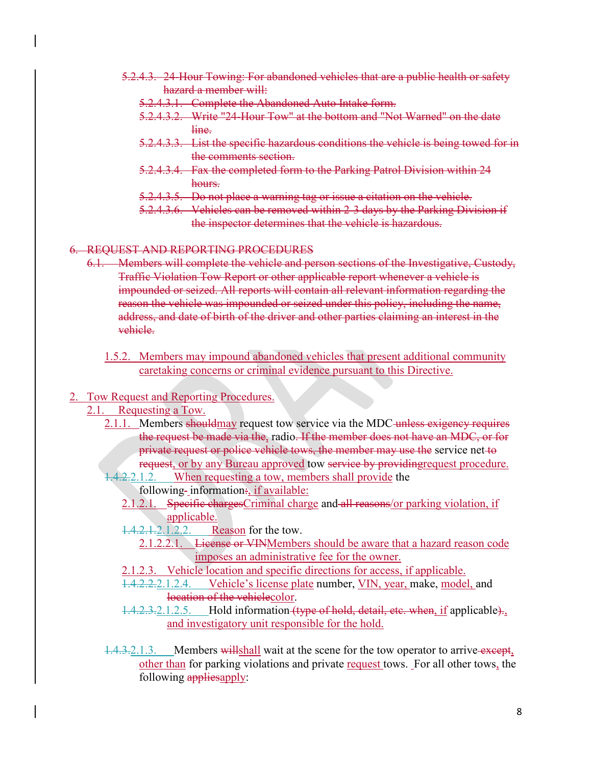~~5.2.4.3. 24-Hour Towing: For abandoned vehicles that are a public health or safety hazard a member will:~~

~~5.2.4.3.1. Complete the Abandoned Auto Intake form.~~

~~5.2.4.3.2. Write "24-Hour Tow" at the bottom and "Not Warned" on the date line.~~

~~5.2.4.3.3. List the specific hazardous conditions the vehicle is being towed for in the comments section.~~

~~5.2.4.3.4. Fax the completed form to the Parking Patrol Division within 24 hours.~~

~~5.2.4.3.5. Do not place a warning tag or issue a citation on the vehicle.~~

~~5.2.4.3.6. Vehicles can be removed within 2-3 days by the Parking Division if the inspector determines that the vehicle is hazardous.~~

~~6. REQUEST AND REPORTING PROCEDURES~~

~~6.1. Members will complete the vehicle and person sections of the Investigative, Custody, Traffic Violation Tow Report or other applicable report whenever a vehicle is impounded or seized. All reports will contain all relevant information regarding the reason the vehicle was impounded or seized under this policy, including the name, address, and date of birth of the driver and other parties claiming an interest in the vehicle.~~

1.5.2. Members may impound abandoned vehicles that present additional community caretaking concerns or criminal evidence pursuant to this Directive.

2. Tow Request and Reporting Procedures.

2.1. Requesting a Tow.

2.1.1. Members ~~should~~may request tow service via the MDC ~~unless exigency requires the request be made via the,~~ radio. ~~If the member does not have an MDC, or for private request or police vehicle tows, the member may use the~~ service net ~~to request~~, or by any Bureau approved tow ~~service by providing~~request procedure.

~~1.4.2.~~2.1.2. When requesting a tow, members shall provide the following information~~:~~, if available:

2.1.2.1. ~~Specific charges~~Criminal charge and ~~all reasons~~/or parking violation, if applicable.

~~1.4.2.1.~~2.1.2.2. Reason for the tow.

2.1.2.2.1. ~~License or VIN~~Members should be aware that a hazard reason code imposes an administrative fee for the owner.

2.1.2.3. Vehicle location and specific directions for access, if applicable.

~~1.4.2.2.~~2.1.2.4. Vehicle's license plate number, VIN, year, make, model, and ~~location of the vehicle~~color.

~~1.4.2.3.~~2.1.2.5. Hold information ~~(type of hold, detail, etc. when~~, if applicable~~)~~., and investigatory unit responsible for the hold.

~~1.4.3.~~2.1.3. Members ~~will~~shall wait at the scene for the tow operator to arrive ~~except~~, other than for parking violations and private request tows. For all other tows, the following ~~applies~~apply: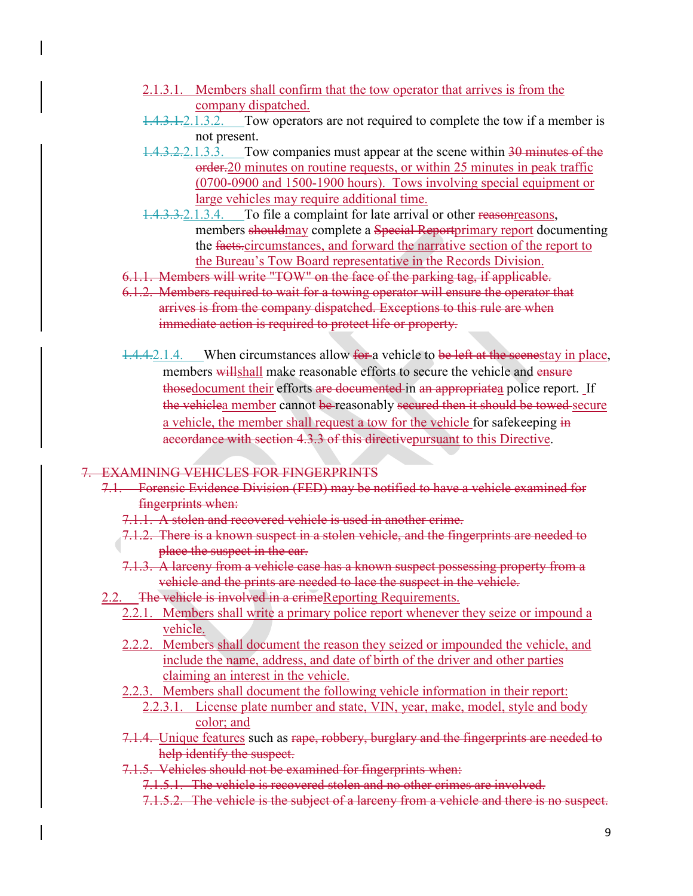2.1.3.1. Members shall confirm that the tow operator that arrives is from the company dispatched.

~~1.4.3.1.~~2.1.3.2. Tow operators are not required to complete the tow if a member is not present.

~~1.4.3.2.~~2.1.3.3. Tow companies must appear at the scene within ~~30 minutes of the order.~~20 minutes on routine requests, or within 25 minutes in peak traffic (0700-0900 and 1500-1900 hours). Tows involving special equipment or large vehicles may require additional time.

~~1.4.3.3.~~2.1.3.4. To file a complaint for late arrival or other ~~reason~~reasons, members ~~should~~may complete a ~~Special Report~~primary report documenting the ~~facts.~~circumstances, and forward the narrative section of the report to the Bureau's Tow Board representative in the Records Division.

~~6.1.1. Members will write "TOW" on the face of the parking tag, if applicable.~~

~~6.1.2. Members required to wait for a towing operator will ensure the operator that arrives is from the company dispatched. Exceptions to this rule are when immediate action is required to protect life or property.~~

~~1.4.4.~~2.1.4. When circumstances allow ~~for~~ a vehicle to ~~be left at the scene~~stay in place, members ~~will~~shall make reasonable efforts to secure the vehicle and ~~ensure those~~document their efforts ~~are documented~~ in ~~an appropriate~~a police report. If ~~the vehicle~~a member cannot ~~be~~ reasonably ~~secured then it should be towed~~ secure a vehicle, the member shall request a tow for the vehicle for safekeeping ~~in accordance with section 4.3.3 of this directive~~pursuant to this Directive.

~~7. EXAMINING VEHICLES FOR FINGERPRINTS~~

~~7.1. Forensic Evidence Division (FED) may be notified to have a vehicle examined for fingerprints when:~~

~~7.1.1. A stolen and recovered vehicle is used in another crime.~~

~~7.1.2. There is a known suspect in a stolen vehicle, and the fingerprints are needed to place the suspect in the car.~~

~~7.1.3. A larceny from a vehicle case has a known suspect possessing property from a vehicle and the prints are needed to lace the suspect in the vehicle.~~

2.2. ~~The vehicle is involved in a crime~~Reporting Requirements.

2.2.1. Members shall write a primary police report whenever they seize or impound a vehicle.

2.2.2. Members shall document the reason they seized or impounded the vehicle, and include the name, address, and date of birth of the driver and other parties claiming an interest in the vehicle.

2.2.3. Members shall document the following vehicle information in their report:

2.2.3.1. License plate number and state, VIN, year, make, model, style and body color; and

~~7.1.4.~~ Unique features such as ~~rape, robbery, burglary and the fingerprints are needed to help identify the suspect.~~

~~7.1.5. Vehicles should not be examined for fingerprints when:~~

~~7.1.5.1. The vehicle is recovered stolen and no other crimes are involved.~~

~~7.1.5.2. The vehicle is the subject of a larceny from a vehicle and there is no suspect.~~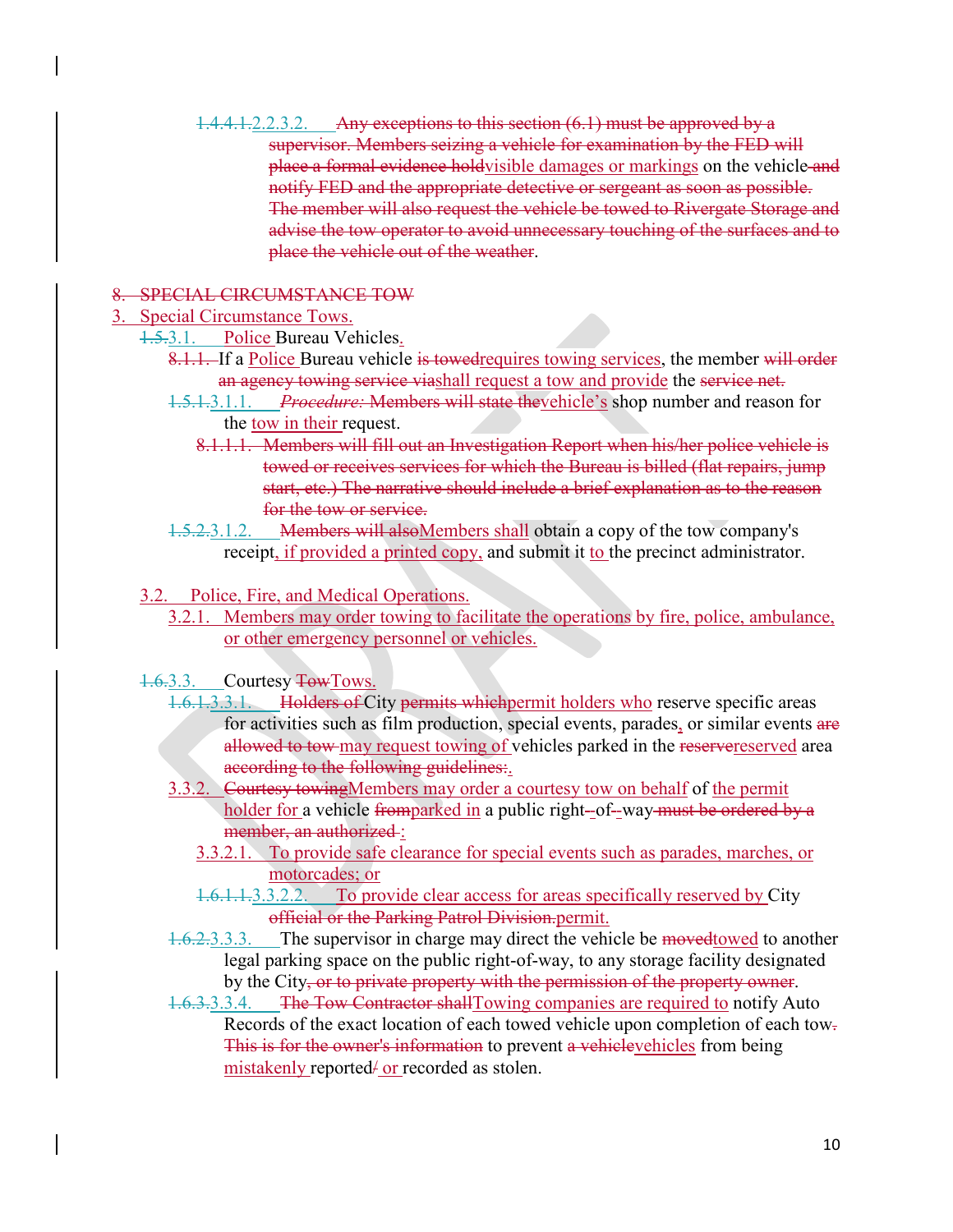1.4.4.1.2.2.3.2. Any exceptions to this section (6.1) must be approved by a supervisor. Members seizing a vehicle for examination by the FED will place a formal evidence holdvisible damages or markings on the vehicle and notify FED and the appropriate detective or sergeant as soon as possible. The member will also request the vehicle be towed to Rivergate Storage and advise the tow operator to avoid unnecessary touching of the surfaces and to place the vehicle out of the weather.

8. SPECIAL CIRCUMSTANCE TOW

3. Special Circumstance Tows.

1.5.3.1. Police Bureau Vehicles.

8.1.1. If a Police Bureau vehicle is towedrequires towing services, the member will order an agency towing service viashall request a tow and provide the service net.

1.5.1.3.1.1. *Procedure:* Members will state thevehicle's shop number and reason for the tow in their request.

8.1.1.1. Members will fill out an Investigation Report when his/her police vehicle is towed or receives services for which the Bureau is billed (flat repairs, jump start, etc.) The narrative should include a brief explanation as to the reason for the tow or service.

1.5.2.3.1.2. Members will alsoMembers shall obtain a copy of the tow company's receipt, if provided a printed copy, and submit it to the precinct administrator.

3.2. Police, Fire, and Medical Operations.

3.2.1. Members may order towing to facilitate the operations by fire, police, ambulance, or other emergency personnel or vehicles.

1.6.3.3. Courtesy TowTows.

1.6.1.3.3.1. Holders of City permits whichpermit holders who reserve specific areas for activities such as film production, special events, parades, or similar events are allowed to tow may request towing of vehicles parked in the reservereserved area according to the following guidelines:.

3.3.2. Courtesy towingMembers may order a courtesy tow on behalf of the permit holder for a vehicle fromparked in a public right--of--way must be ordered by a member, an authorized :

3.3.2.1. To provide safe clearance for special events such as parades, marches, or motorcades; or

1.6.1.1.3.3.2.2. To provide clear access for areas specifically reserved by City official or the Parking Patrol Division.permit.

1.6.2.3.3.3. The supervisor in charge may direct the vehicle be movedtowed to another legal parking space on the public right-of-way, to any storage facility designated by the City, or to private property with the permission of the property owner.

1.6.3.3.3.4. The Tow Contractor shallTowing companies are required to notify Auto Records of the exact location of each towed vehicle upon completion of each tow. This is for the owner's information to prevent a vehiclevehicles from being mistakenly reported/ or recorded as stolen.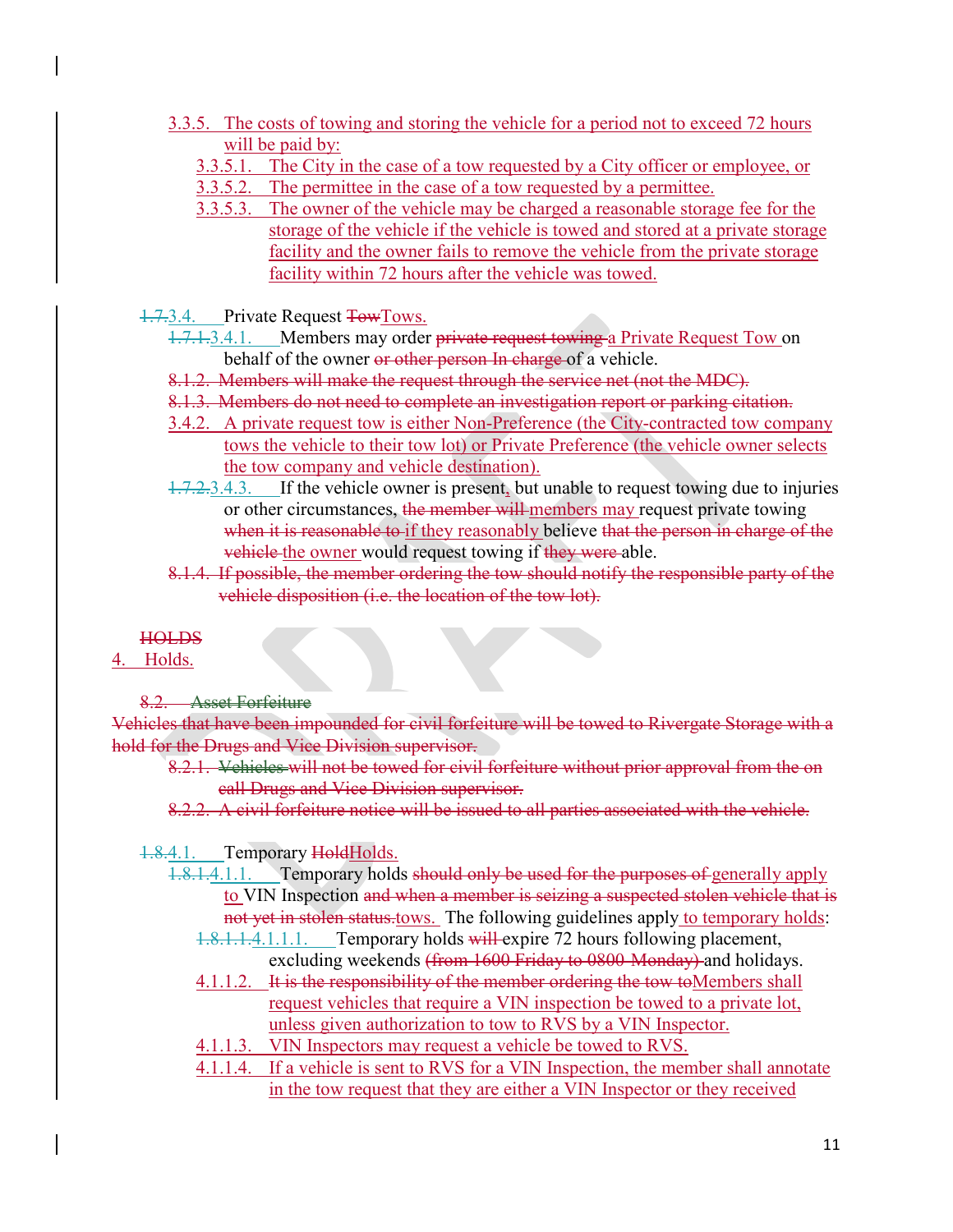3.3.5. The costs of towing and storing the vehicle for a period not to exceed 72 hours will be paid by:

3.3.5.1. The City in the case of a tow requested by a City officer or employee, or

3.3.5.2. The permittee in the case of a tow requested by a permittee.

3.3.5.3. The owner of the vehicle may be charged a reasonable storage fee for the storage of the vehicle if the vehicle is towed and stored at a private storage facility and the owner fails to remove the vehicle from the private storage facility within 72 hours after the vehicle was towed.

~~1.7.~~3.4. Private Request ~~Tow~~Tows.

~~1.7.1.~~3.4.1. Members may order ~~private request towing~~ a Private Request Tow on behalf of the owner ~~or other person In charge~~ of a vehicle.

~~8.1.2. Members will make the request through the service net (not the MDC).~~

~~8.1.3. Members do not need to complete an investigation report or parking citation.~~

3.4.2. A private request tow is either Non-Preference (the City-contracted tow company tows the vehicle to their tow lot) or Private Preference (the vehicle owner selects the tow company and vehicle destination).

~~1.7.2.~~3.4.3. If the vehicle owner is present, but unable to request towing due to injuries or other circumstances, ~~the member will~~ members may request private towing ~~when it is reasonable to~~ if they reasonably believe ~~that the person in charge of the vehicle~~ the owner would request towing if ~~they were~~ able.

~~8.1.4. If possible, the member ordering the tow should notify the responsible party of the vehicle disposition (i.e. the location of the tow lot).~~

~~HOLDS~~

4. Holds.

~~8.2. Asset Forfeiture~~

~~Vehicles that have been impounded for civil forfeiture will be towed to Rivergate Storage with a hold for the Drugs and Vice Division supervisor.~~

~~8.2.1. Vehicles will not be towed for civil forfeiture without prior approval from the on call Drugs and Vice Division supervisor.~~

~~8.2.2. A civil forfeiture notice will be issued to all parties associated with the vehicle.~~

~~1.8.~~4.1. Temporary ~~Hold~~Holds.

~~1.8.1.~~4.1.1. Temporary holds ~~should only be used for the purposes of~~ generally apply to VIN Inspection ~~and when a member is seizing a suspected stolen vehicle that is not yet in stolen status.~~tows. The following guidelines apply to temporary holds:

~~1.8.1.1.~~4.1.1.1. Temporary holds ~~will~~ expire 72 hours following placement, excluding weekends ~~(from 1600 Friday to 0800 Monday)~~ and holidays.

4.1.1.2. ~~It is the responsibility of the member ordering the tow to~~Members shall request vehicles that require a VIN inspection be towed to a private lot, unless given authorization to tow to RVS by a VIN Inspector.

4.1.1.3. VIN Inspectors may request a vehicle be towed to RVS.

4.1.1.4. If a vehicle is sent to RVS for a VIN Inspection, the member shall annotate in the tow request that they are either a VIN Inspector or they received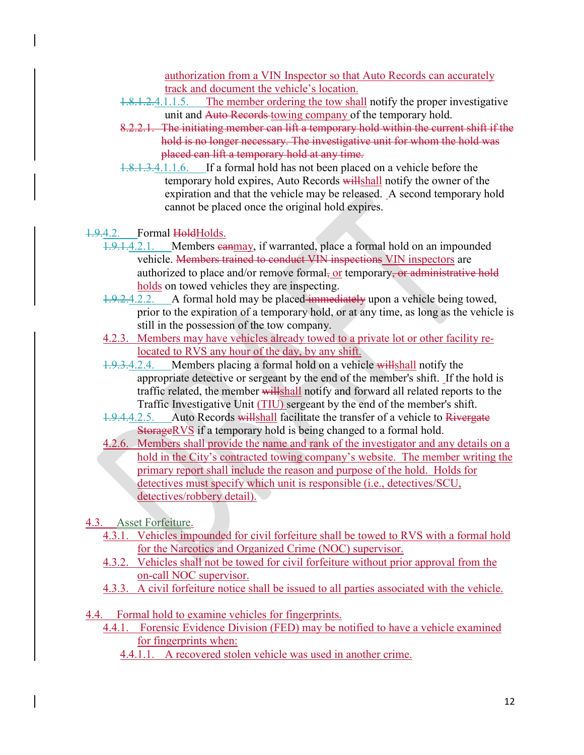authorization from a VIN Inspector so that Auto Records can accurately track and document the vehicle's location.

~~1.8.1.2.~~4.1.1.5. The member ordering the tow shall notify the proper investigative unit and ~~Auto Records~~ towing company of the temporary hold.

~~8.2.2.1. The initiating member can lift a temporary hold within the current shift if the hold is no longer necessary. The investigative unit for whom the hold was placed can lift a temporary hold at any time.~~

~~1.8.1.3.~~4.1.1.6. If a formal hold has not been placed on a vehicle before the temporary hold expires, Auto Records ~~will~~shall notify the owner of the expiration and that the vehicle may be released. A second temporary hold cannot be placed once the original hold expires.

~~1.9.~~4.2. Formal ~~Hold~~Holds.

~~1.9.1.~~4.2.1. Members ~~can~~may, if warranted, place a formal hold on an impounded vehicle. ~~Members trained to conduct VIN inspections~~ VIN inspectors are authorized to place and/or remove formal~~,~~ or temporary~~, or administrative hold~~ holds on towed vehicles they are inspecting.

~~1.9.2.~~4.2.2. A formal hold may be placed ~~immediately~~ upon a vehicle being towed, prior to the expiration of a temporary hold, or at any time, as long as the vehicle is still in the possession of the tow company.

4.2.3. Members may have vehicles already towed to a private lot or other facility re-located to RVS any hour of the day, by any shift.

~~1.9.3.~~4.2.4. Members placing a formal hold on a vehicle ~~will~~shall notify the appropriate detective or sergeant by the end of the member's shift. If the hold is traffic related, the member ~~will~~shall notify and forward all related reports to the Traffic Investigative Unit (TIU) sergeant by the end of the member's shift.

~~1.9.4.~~4.2.5. Auto Records ~~will~~shall facilitate the transfer of a vehicle to ~~Rivergate Storage~~RVS if a temporary hold is being changed to a formal hold.

4.2.6. Members shall provide the name and rank of the investigator and any details on a hold in the City's contracted towing company's website. The member writing the primary report shall include the reason and purpose of the hold. Holds for detectives must specify which unit is responsible (i.e., detectives/SCU, detectives/robbery detail).

4.3. Asset Forfeiture.

4.3.1. Vehicles impounded for civil forfeiture shall be towed to RVS with a formal hold for the Narcotics and Organized Crime (NOC) supervisor.

4.3.2. Vehicles shall not be towed for civil forfeiture without prior approval from the on-call NOC supervisor.

4.3.3. A civil forfeiture notice shall be issued to all parties associated with the vehicle.

4.4. Formal hold to examine vehicles for fingerprints.

4.4.1. Forensic Evidence Division (FED) may be notified to have a vehicle examined for fingerprints when:

4.4.1.1. A recovered stolen vehicle was used in another crime.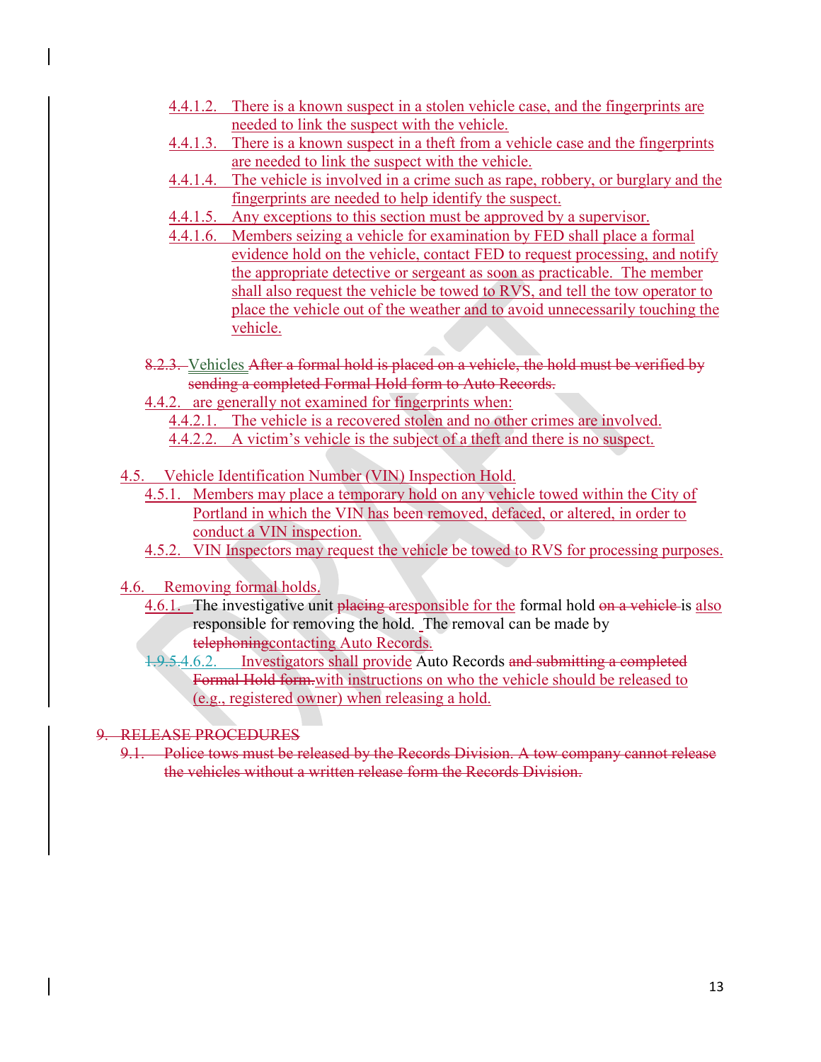4.4.1.2. There is a known suspect in a stolen vehicle case, and the fingerprints are needed to link the suspect with the vehicle.

4.4.1.3. There is a known suspect in a theft from a vehicle case and the fingerprints are needed to link the suspect with the vehicle.

4.4.1.4. The vehicle is involved in a crime such as rape, robbery, or burglary and the fingerprints are needed to help identify the suspect.

4.4.1.5. Any exceptions to this section must be approved by a supervisor.

4.4.1.6. Members seizing a vehicle for examination by FED shall place a formal evidence hold on the vehicle, contact FED to request processing, and notify the appropriate detective or sergeant as soon as practicable. The member shall also request the vehicle be towed to RVS, and tell the tow operator to place the vehicle out of the weather and to avoid unnecessarily touching the vehicle.

~~8.2.3.~~ Vehicles ~~After a formal hold is placed on a vehicle, the hold must be verified by sending a completed Formal Hold form to Auto Records.~~

4.4.2. are generally not examined for fingerprints when:

4.4.2.1. The vehicle is a recovered stolen and no other crimes are involved.

4.4.2.2. A victim's vehicle is the subject of a theft and there is no suspect.

4.5. Vehicle Identification Number (VIN) Inspection Hold.

4.5.1. Members may place a temporary hold on any vehicle towed within the City of Portland in which the VIN has been removed, defaced, or altered, in order to conduct a VIN inspection.

4.5.2. VIN Inspectors may request the vehicle be towed to RVS for processing purposes.

4.6. Removing formal holds.

4.6.1. The investigative unit ~~placing a~~responsible for the formal hold ~~on a vehicle~~ is also responsible for removing the hold. The removal can be made by ~~telephoning~~contacting Auto Records.

~~1.9.5.~~4.6.2. Investigators shall provide Auto Records ~~and submitting a completed Formal Hold form.~~with instructions on who the vehicle should be released to (e.g., registered owner) when releasing a hold.

~~9. RELEASE PROCEDURES~~

~~9.1. Police tows must be released by the Records Division. A tow company cannot release the vehicles without a written release form the Records Division.~~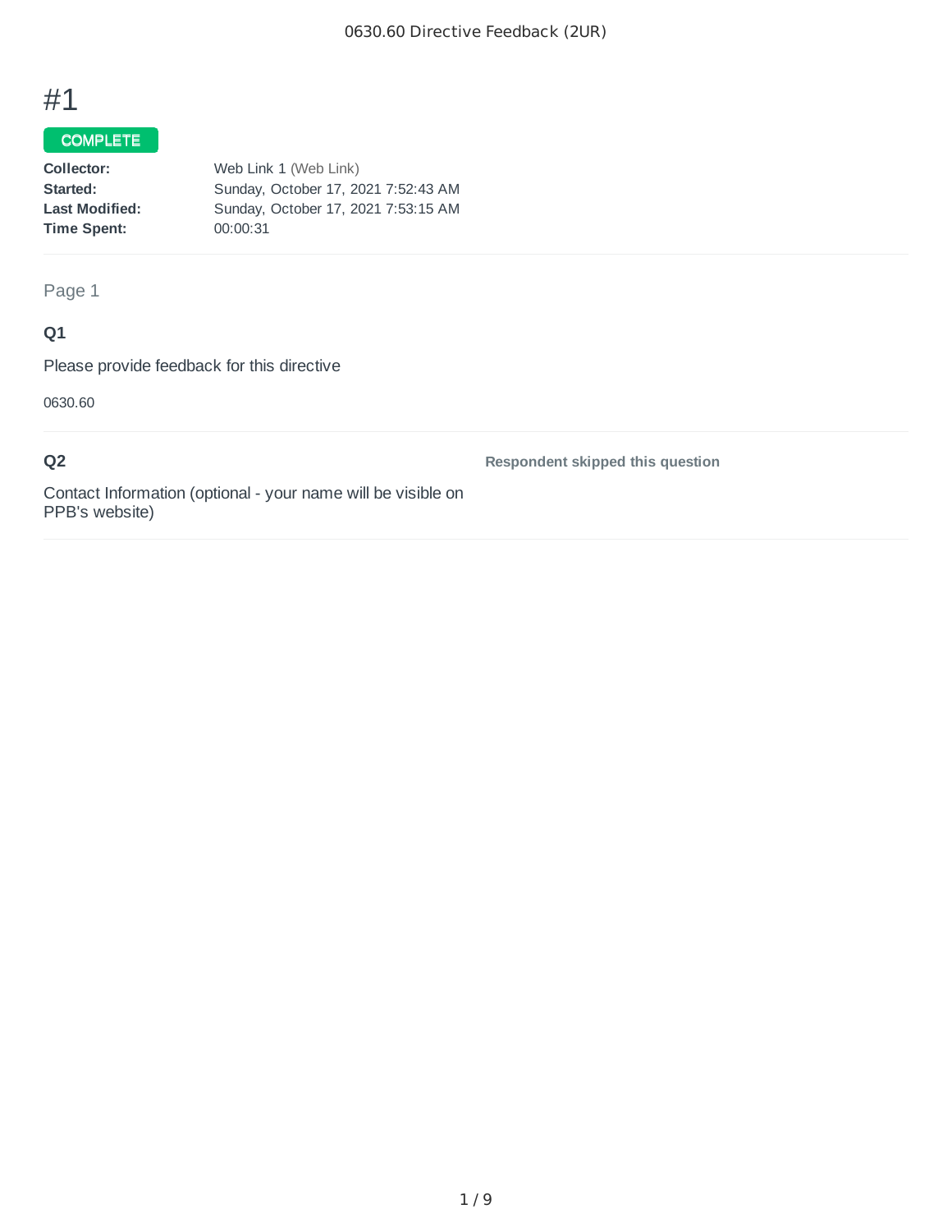# #1

COMPLETE

| | |
|---|---|
| **Collector:** | Web Link 1 (Web Link) |
| **Started:** | Sunday, October 17, 2021 7:52:43 AM |
| **Last Modified:** | Sunday, October 17, 2021 7:53:15 AM |
| **Time Spent:** | 00:00:31 |

Page 1

**Q1**

Please provide feedback for this directive

0630.60

**Q2**

Contact Information (optional - your name will be visible on PPB's website)

**Respondent skipped this question**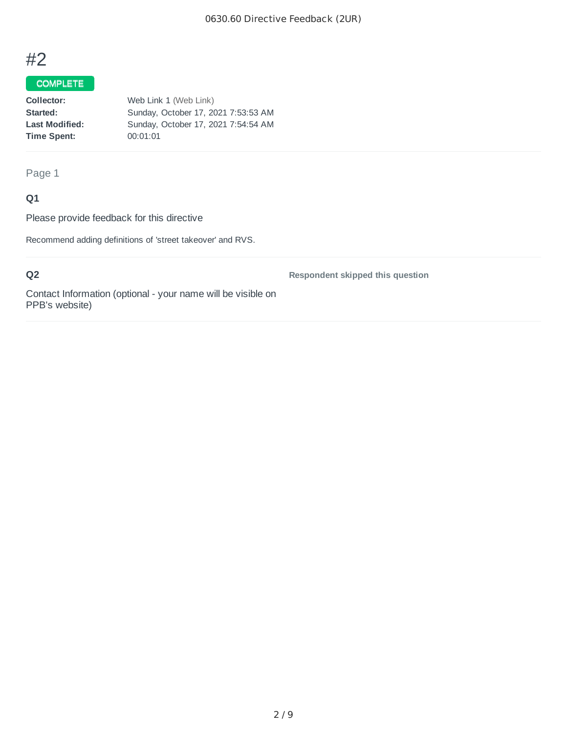# #2

COMPLETE

| | |
|---|---|
| **Collector:** | Web Link 1 (Web Link) |
| **Started:** | Sunday, October 17, 2021 7:53:53 AM |
| **Last Modified:** | Sunday, October 17, 2021 7:54:54 AM |
| **Time Spent:** | 00:01:01 |

Page 1

**Q1**

Please provide feedback for this directive

Recommend adding definitions of 'street takeover' and RVS.

**Q2**

Contact Information (optional - your name will be visible on PPB's website)

**Respondent skipped this question**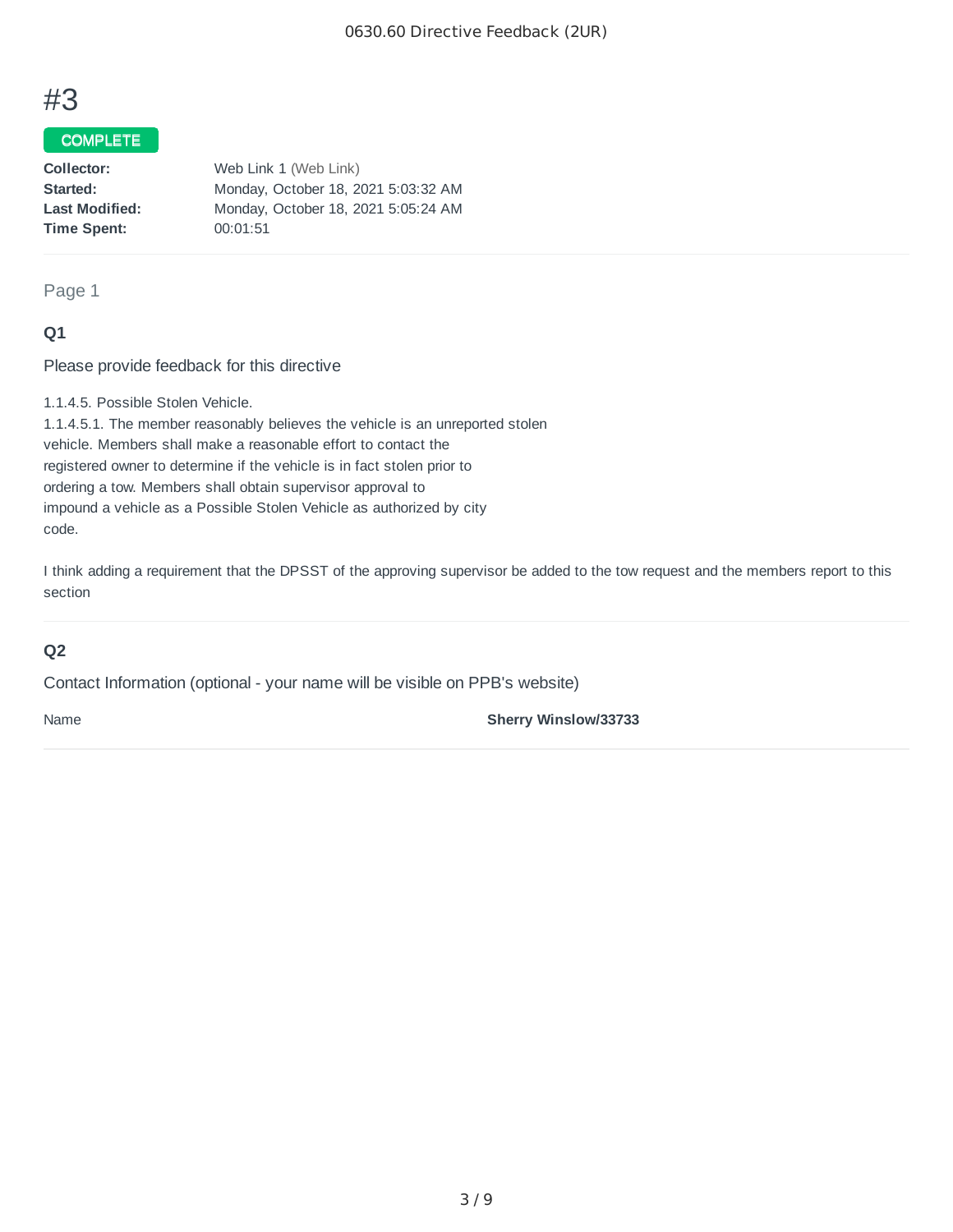# #3

COMPLETE

**Collector:** Web Link 1 (Web Link)
**Started:** Monday, October 18, 2021 5:03:32 AM
**Last Modified:** Monday, October 18, 2021 5:05:24 AM
**Time Spent:** 00:01:51

Page 1

### Q1

Please provide feedback for this directive

1.1.4.5. Possible Stolen Vehicle.
1.1.4.5.1. The member reasonably believes the vehicle is an unreported stolen vehicle. Members shall make a reasonable effort to contact the registered owner to determine if the vehicle is in fact stolen prior to ordering a tow. Members shall obtain supervisor approval to impound a vehicle as a Possible Stolen Vehicle as authorized by city code.

I think adding a requirement that the DPSST of the approving supervisor be added to the tow request and the members report to this section

### Q2

Contact Information (optional - your name will be visible on PPB's website)

Name **Sherry Winslow/33733**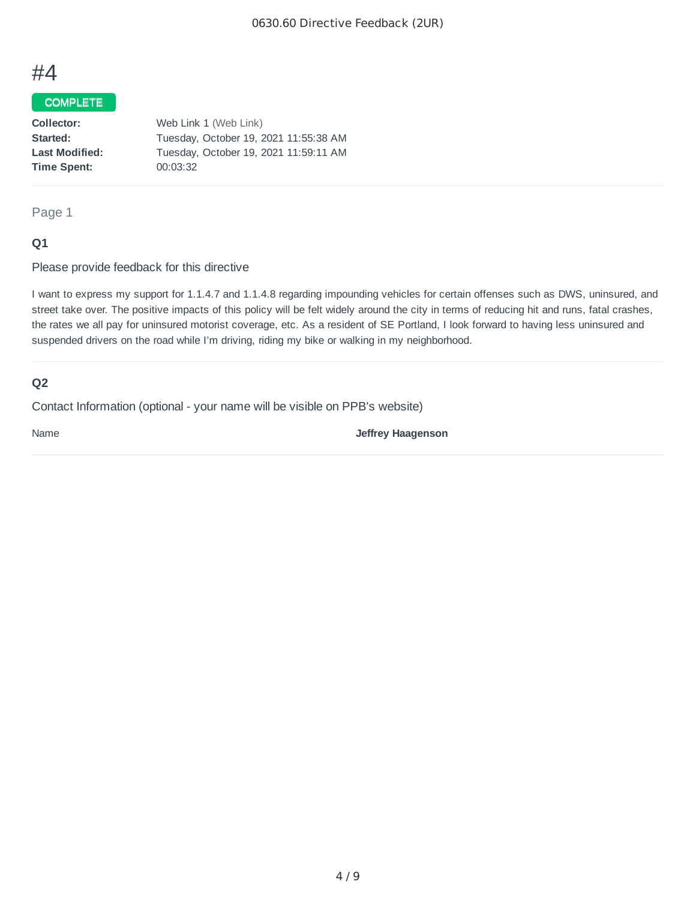# #4

COMPLETE

| | |
|---|---|
| **Collector:** | Web Link 1 (Web Link) |
| **Started:** | Tuesday, October 19, 2021 11:55:38 AM |
| **Last Modified:** | Tuesday, October 19, 2021 11:59:11 AM |
| **Time Spent:** | 00:03:32 |

Page 1

### Q1

Please provide feedback for this directive

I want to express my support for 1.1.4.7 and 1.1.4.8 regarding impounding vehicles for certain offenses such as DWS, uninsured, and street take over. The positive impacts of this policy will be felt widely around the city in terms of reducing hit and runs, fatal crashes, the rates we all pay for uninsured motorist coverage, etc. As a resident of SE Portland, I look forward to having less uninsured and suspended drivers on the road while I'm driving, riding my bike or walking in my neighborhood.

### Q2

Contact Information (optional - your name will be visible on PPB's website)

| | |
|---|---|
| Name | **Jeffrey Haagenson** |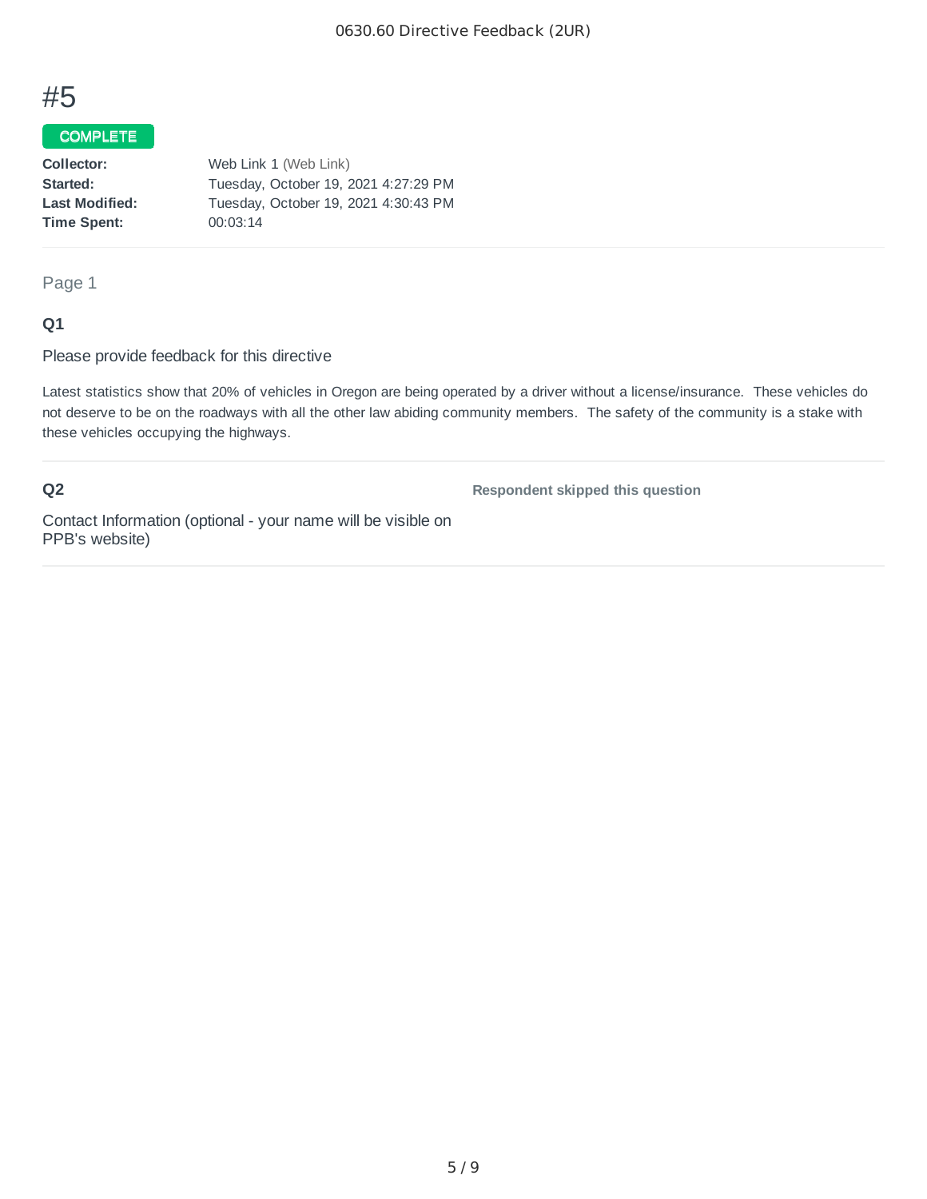# #5

COMPLETE

**Collector:** Web Link 1 (Web Link)
**Started:** Tuesday, October 19, 2021 4:27:29 PM
**Last Modified:** Tuesday, October 19, 2021 4:30:43 PM
**Time Spent:** 00:03:14

Page 1

**Q1**

Please provide feedback for this directive

Latest statistics show that 20% of vehicles in Oregon are being operated by a driver without a license/insurance. These vehicles do not deserve to be on the roadways with all the other law abiding community members. The safety of the community is a stake with these vehicles occupying the highways.

**Q2**

Contact Information (optional - your name will be visible on PPB's website)

**Respondent skipped this question**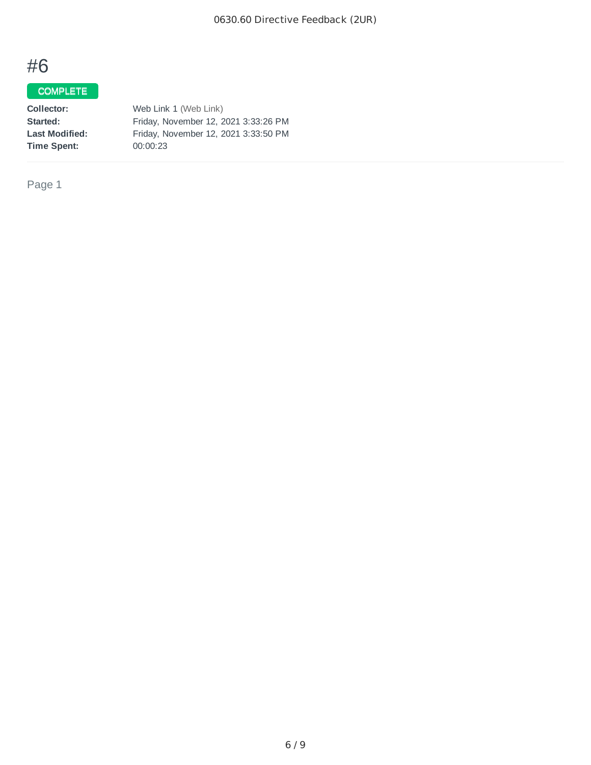# #6

**COMPLETE**

| | |
|---|---|
| **Collector:** | Web Link 1 (Web Link) |
| **Started:** | Friday, November 12, 2021 3:33:26 PM |
| **Last Modified:** | Friday, November 12, 2021 3:33:50 PM |
| **Time Spent:** | 00:00:23 |

Page 1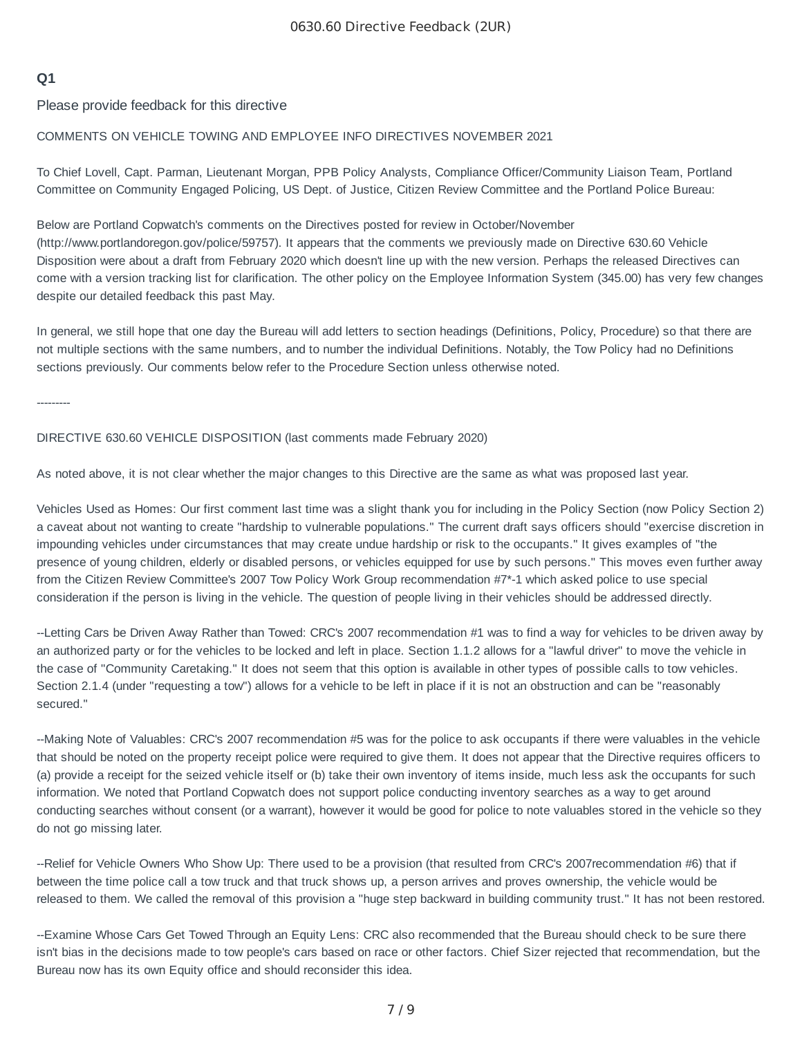# 0630.60 Directive Feedback (2UR)

**Q1**

Please provide feedback for this directive

COMMENTS ON VEHICLE TOWING AND EMPLOYEE INFO DIRECTIVES NOVEMBER 2021

To Chief Lovell, Capt. Parman, Lieutenant Morgan, PPB Policy Analysts, Compliance Officer/Community Liaison Team, Portland Committee on Community Engaged Policing, US Dept. of Justice, Citizen Review Committee and the Portland Police Bureau:

Below are Portland Copwatch's comments on the Directives posted for review in October/November (http://www.portlandoregon.gov/police/59757). It appears that the comments we previously made on Directive 630.60 Vehicle Disposition were about a draft from February 2020 which doesn't line up with the new version. Perhaps the released Directives can come with a version tracking list for clarification. The other policy on the Employee Information System (345.00) has very few changes despite our detailed feedback this past May.

In general, we still hope that one day the Bureau will add letters to section headings (Definitions, Policy, Procedure) so that there are not multiple sections with the same numbers, and to number the individual Definitions. Notably, the Tow Policy had no Definitions sections previously. Our comments below refer to the Procedure Section unless otherwise noted.

---------

DIRECTIVE 630.60 VEHICLE DISPOSITION (last comments made February 2020)

As noted above, it is not clear whether the major changes to this Directive are the same as what was proposed last year.

Vehicles Used as Homes: Our first comment last time was a slight thank you for including in the Policy Section (now Policy Section 2) a caveat about not wanting to create "hardship to vulnerable populations." The current draft says officers should "exercise discretion in impounding vehicles under circumstances that may create undue hardship or risk to the occupants." It gives examples of "the presence of young children, elderly or disabled persons, or vehicles equipped for use by such persons." This moves even further away from the Citizen Review Committee's 2007 Tow Policy Work Group recommendation #7*-1 which asked police to use special consideration if the person is living in the vehicle. The question of people living in their vehicles should be addressed directly.

--Letting Cars be Driven Away Rather than Towed: CRC's 2007 recommendation #1 was to find a way for vehicles to be driven away by an authorized party or for the vehicles to be locked and left in place. Section 1.1.2 allows for a "lawful driver" to move the vehicle in the case of "Community Caretaking." It does not seem that this option is available in other types of possible calls to tow vehicles. Section 2.1.4 (under "requesting a tow") allows for a vehicle to be left in place if it is not an obstruction and can be "reasonably secured."

--Making Note of Valuables: CRC's 2007 recommendation #5 was for the police to ask occupants if there were valuables in the vehicle that should be noted on the property receipt police were required to give them. It does not appear that the Directive requires officers to (a) provide a receipt for the seized vehicle itself or (b) take their own inventory of items inside, much less ask the occupants for such information. We noted that Portland Copwatch does not support police conducting inventory searches as a way to get around conducting searches without consent (or a warrant), however it would be good for police to note valuables stored in the vehicle so they do not go missing later.

--Relief for Vehicle Owners Who Show Up: There used to be a provision (that resulted from CRC's 2007recommendation #6) that if between the time police call a tow truck and that truck shows up, a person arrives and proves ownership, the vehicle would be released to them. We called the removal of this provision a "huge step backward in building community trust." It has not been restored.

--Examine Whose Cars Get Towed Through an Equity Lens: CRC also recommended that the Bureau should check to be sure there isn't bias in the decisions made to tow people's cars based on race or other factors. Chief Sizer rejected that recommendation, but the Bureau now has its own Equity office and should reconsider this idea.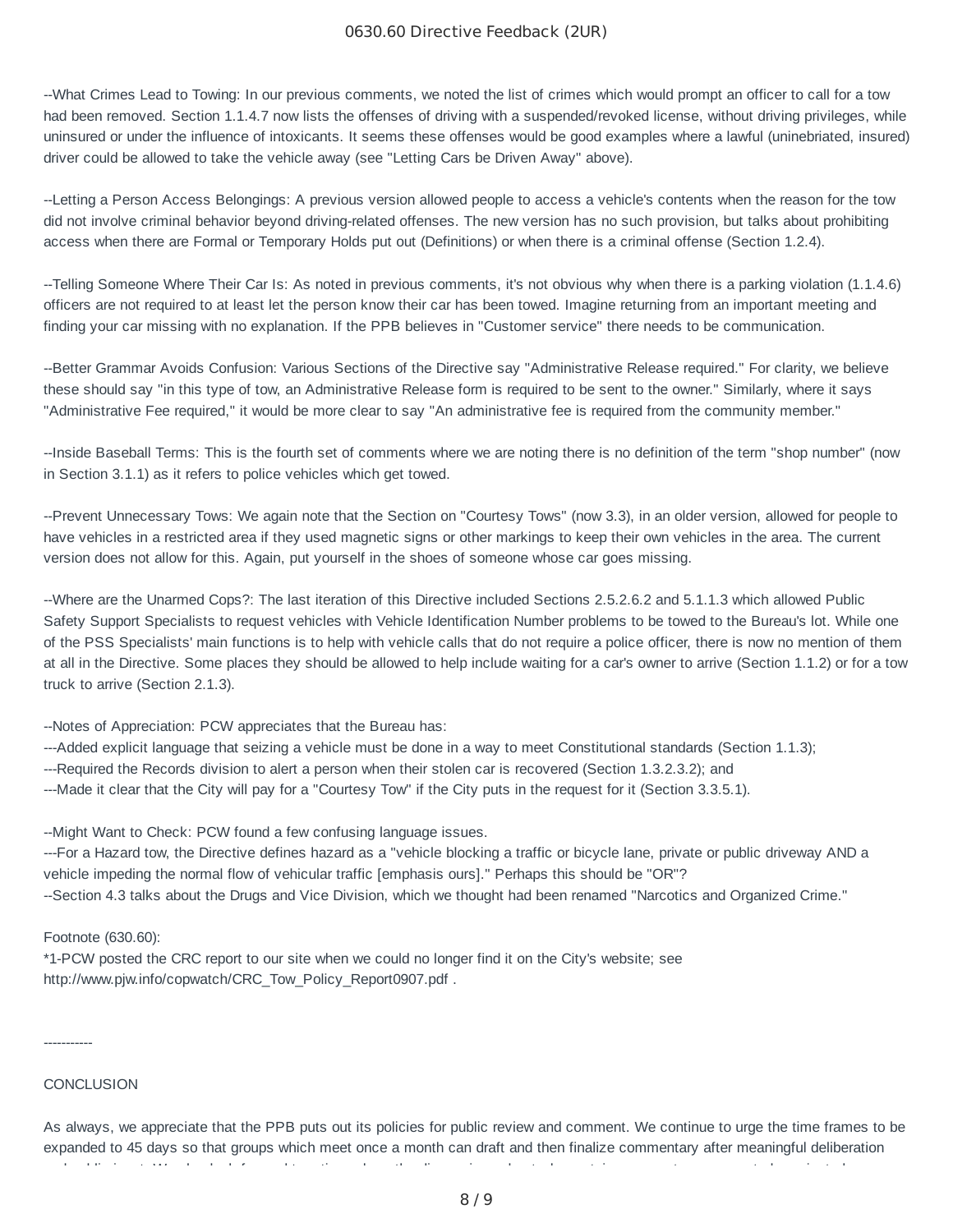--What Crimes Lead to Towing: In our previous comments, we noted the list of crimes which would prompt an officer to call for a tow had been removed. Section 1.1.4.7 now lists the offenses of driving with a suspended/revoked license, without driving privileges, while uninsured or under the influence of intoxicants. It seems these offenses would be good examples where a lawful (uninebriated, insured) driver could be allowed to take the vehicle away (see "Letting Cars be Driven Away" above).

--Letting a Person Access Belongings: A previous version allowed people to access a vehicle's contents when the reason for the tow did not involve criminal behavior beyond driving-related offenses. The new version has no such provision, but talks about prohibiting access when there are Formal or Temporary Holds put out (Definitions) or when there is a criminal offense (Section 1.2.4).

--Telling Someone Where Their Car Is: As noted in previous comments, it's not obvious why when there is a parking violation (1.1.4.6) officers are not required to at least let the person know their car has been towed. Imagine returning from an important meeting and finding your car missing with no explanation. If the PPB believes in "Customer service" there needs to be communication.

--Better Grammar Avoids Confusion: Various Sections of the Directive say "Administrative Release required." For clarity, we believe these should say "in this type of tow, an Administrative Release form is required to be sent to the owner." Similarly, where it says "Administrative Fee required," it would be more clear to say "An administrative fee is required from the community member."

--Inside Baseball Terms: This is the fourth set of comments where we are noting there is no definition of the term "shop number" (now in Section 3.1.1) as it refers to police vehicles which get towed.

--Prevent Unnecessary Tows: We again note that the Section on "Courtesy Tows" (now 3.3), in an older version, allowed for people to have vehicles in a restricted area if they used magnetic signs or other markings to keep their own vehicles in the area. The current version does not allow for this. Again, put yourself in the shoes of someone whose car goes missing.

--Where are the Unarmed Cops?: The last iteration of this Directive included Sections 2.5.2.6.2 and 5.1.1.3 which allowed Public Safety Support Specialists to request vehicles with Vehicle Identification Number problems to be towed to the Bureau's lot. While one of the PSS Specialists' main functions is to help with vehicle calls that do not require a police officer, there is now no mention of them at all in the Directive. Some places they should be allowed to help include waiting for a car's owner to arrive (Section 1.1.2) or for a tow truck to arrive (Section 2.1.3).

--Notes of Appreciation: PCW appreciates that the Bureau has:
---Added explicit language that seizing a vehicle must be done in a way to meet Constitutional standards (Section 1.1.3);
---Required the Records division to alert a person when their stolen car is recovered (Section 1.3.2.3.2); and
---Made it clear that the City will pay for a "Courtesy Tow" if the City puts in the request for it (Section 3.3.5.1).

--Might Want to Check: PCW found a few confusing language issues.
---For a Hazard tow, the Directive defines hazard as a "vehicle blocking a traffic or bicycle lane, private or public driveway AND a vehicle impeding the normal flow of vehicular traffic [emphasis ours]." Perhaps this should be "OR"?
--Section 4.3 talks about the Drugs and Vice Division, which we thought had been renamed "Narcotics and Organized Crime."

Footnote (630.60):
*1-PCW posted the CRC report to our site when we could no longer find it on the City's website; see http://www.pjw.info/copwatch/CRC_Tow_Policy_Report0907.pdf .

-----------

CONCLUSION

As always, we appreciate that the PPB puts out its policies for public review and comment. We continue to urge the time frames to be expanded to 45 days so that groups which meet once a month can draft and then finalize commentary after meaningful deliberation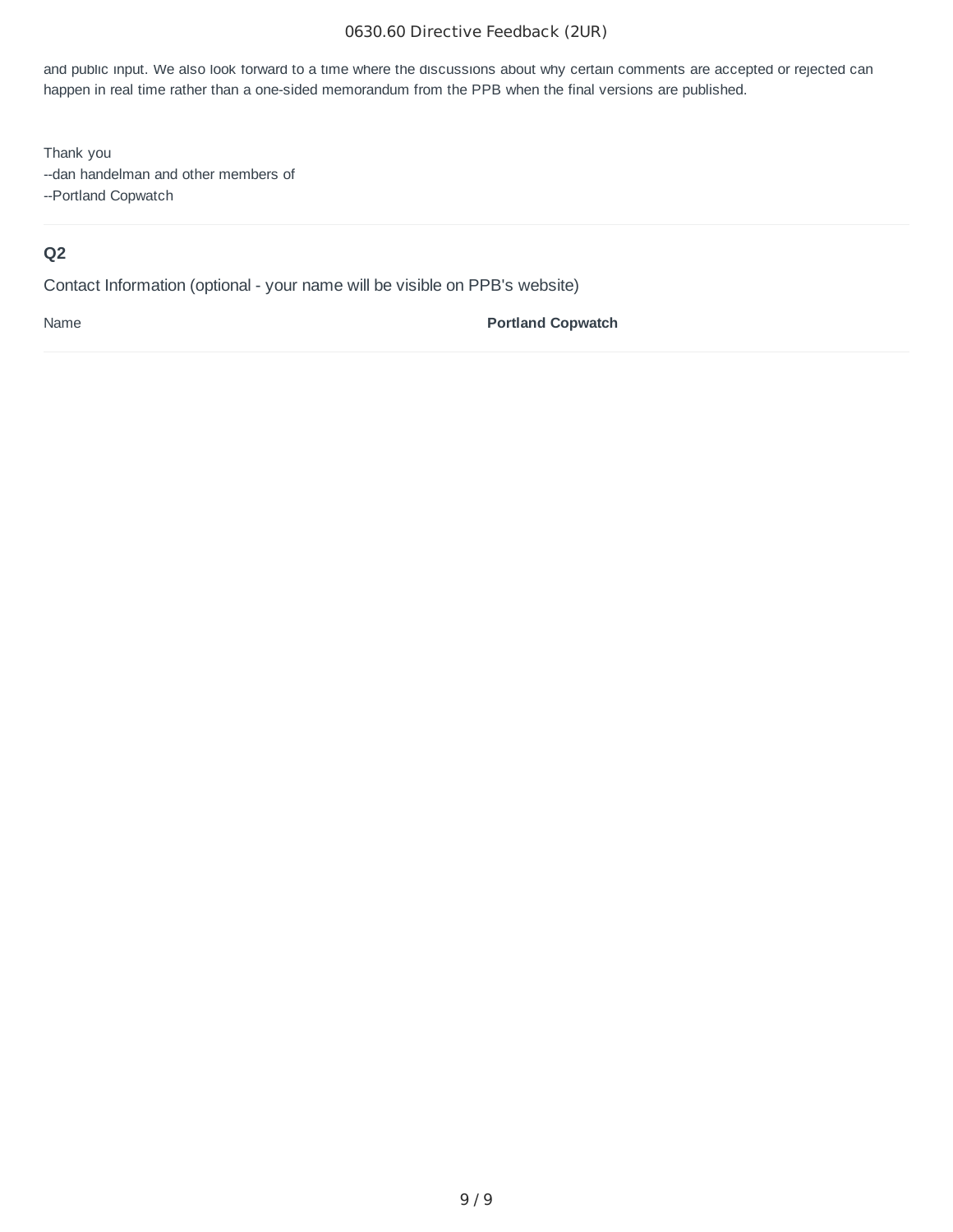and public input. We also look forward to a time where the discussions about why certain comments are accepted or rejected can happen in real time rather than a one-sided memorandum from the PPB when the final versions are published.

Thank you
--dan handelman and other members of
--Portland Copwatch

### Q2

Contact Information (optional - your name will be visible on PPB's website)

| | |
|---|---|
| Name | **Portland Copwatch** |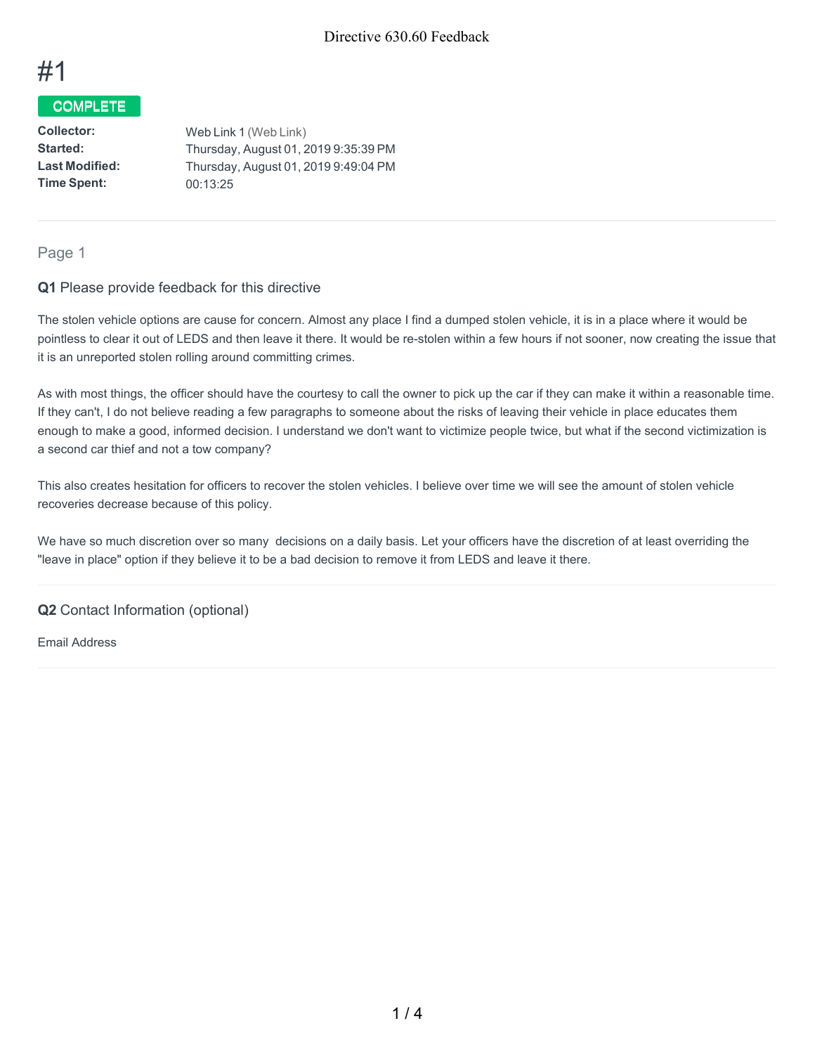# #1

COMPLETE

**Collector:** Web Link 1 (Web Link)
**Started:** Thursday, August 01, 2019 9:35:39 PM
**Last Modified:** Thursday, August 01, 2019 9:49:04 PM
**Time Spent:** 00:13:25

---

## Page 1

### Q1 Please provide feedback for this directive

The stolen vehicle options are cause for concern. Almost any place I find a dumped stolen vehicle, it is in a place where it would be pointless to clear it out of LEDS and then leave it there. It would be re-stolen within a few hours if not sooner, now creating the issue that it is an unreported stolen rolling around committing crimes.

As with most things, the officer should have the courtesy to call the owner to pick up the car if they can make it within a reasonable time. If they can't, I do not believe reading a few paragraphs to someone about the risks of leaving their vehicle in place educates them enough to make a good, informed decision. I understand we don't want to victimize people twice, but what if the second victimization is a second car thief and not a tow company?

This also creates hesitation for officers to recover the stolen vehicles. I believe over time we will see the amount of stolen vehicle recoveries decrease because of this policy.

We have so much discretion over so many decisions on a daily basis. Let your officers have the discretion of at least overriding the "leave in place" option if they believe it to be a bad decision to remove it from LEDS and leave it there.

---

### Q2 Contact Information (optional)

Email Address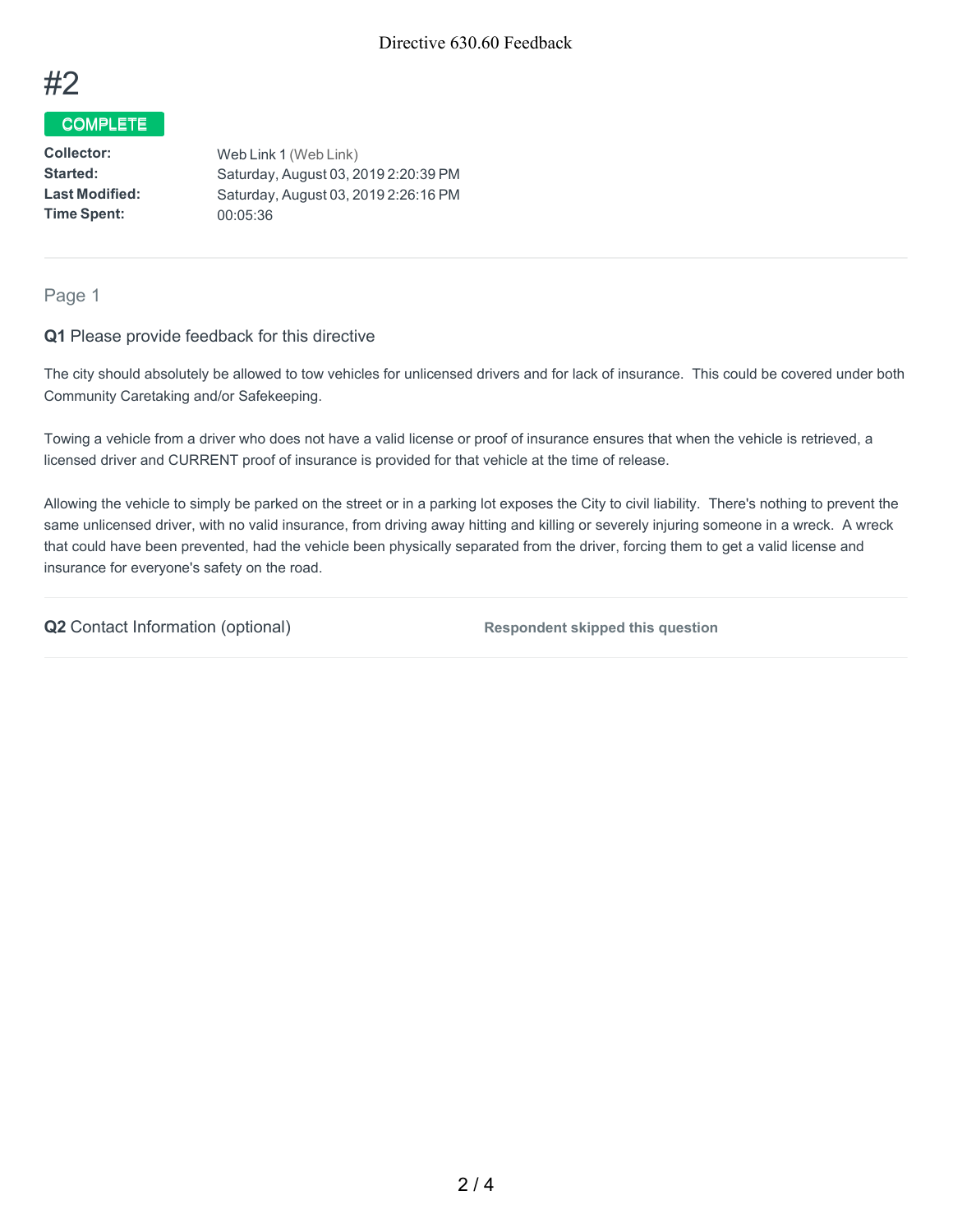# #2

**COMPLETE**

| | |
|---|---|
| **Collector:** | Web Link 1 (Web Link) |
| **Started:** | Saturday, August 03, 2019 2:20:39 PM |
| **Last Modified:** | Saturday, August 03, 2019 2:26:16 PM |
| **Time Spent:** | 00:05:36 |

## Page 1

**Q1** Please provide feedback for this directive

The city should absolutely be allowed to tow vehicles for unlicensed drivers and for lack of insurance. This could be covered under both Community Caretaking and/or Safekeeping.

Towing a vehicle from a driver who does not have a valid license or proof of insurance ensures that when the vehicle is retrieved, a licensed driver and CURRENT proof of insurance is provided for that vehicle at the time of release.

Allowing the vehicle to simply be parked on the street or in a parking lot exposes the City to civil liability. There's nothing to prevent the same unlicensed driver, with no valid insurance, from driving away hitting and killing or severely injuring someone in a wreck. A wreck that could have been prevented, had the vehicle been physically separated from the driver, forcing them to get a valid license and insurance for everyone's safety on the road.

**Q2** Contact Information (optional) — **Respondent skipped this question**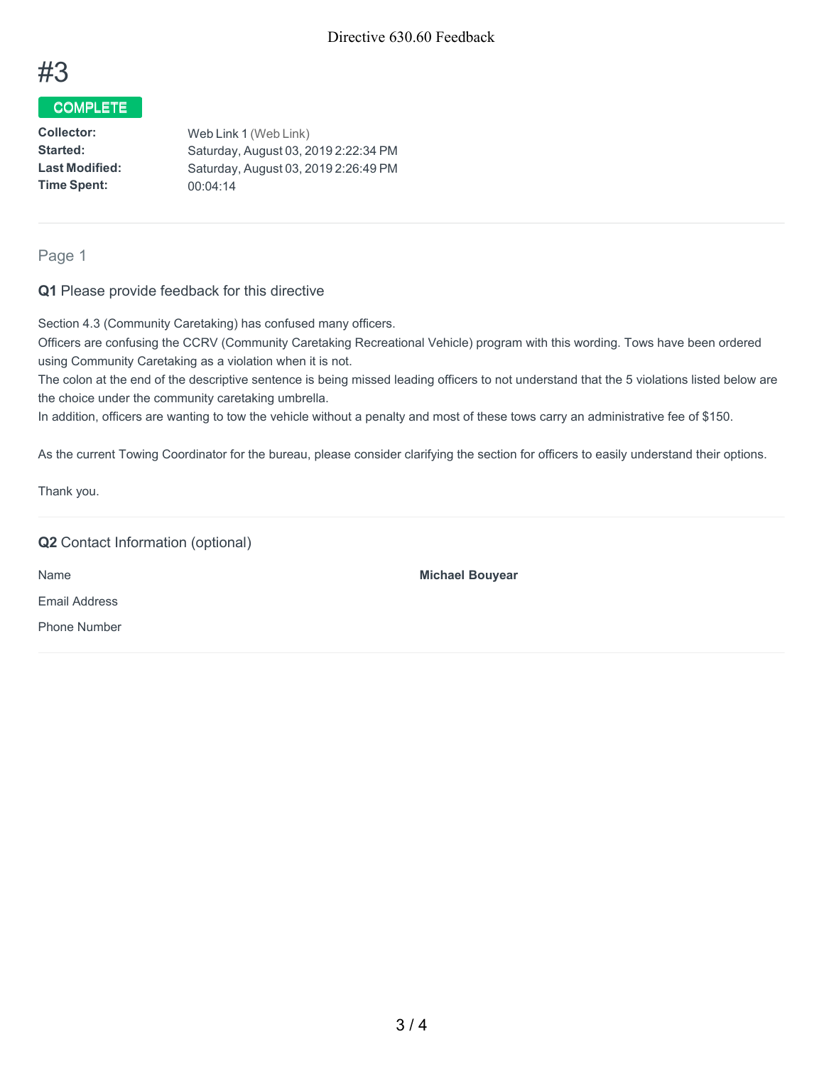# #3

**COMPLETE**

| | |
|---|---|
| **Collector:** | Web Link 1 (Web Link) |
| **Started:** | Saturday, August 03, 2019 2:22:34 PM |
| **Last Modified:** | Saturday, August 03, 2019 2:26:49 PM |
| **Time Spent:** | 00:04:14 |

## Page 1

### Q1 Please provide feedback for this directive

Section 4.3 (Community Caretaking) has confused many officers.
Officers are confusing the CCRV (Community Caretaking Recreational Vehicle) program with this wording. Tows have been ordered using Community Caretaking as a violation when it is not.
The colon at the end of the descriptive sentence is being missed leading officers to not understand that the 5 violations listed below are the choice under the community caretaking umbrella.
In addition, officers are wanting to tow the vehicle without a penalty and most of these tows carry an administrative fee of $150.

As the current Towing Coordinator for the bureau, please consider clarifying the section for officers to easily understand their options.

Thank you.

### Q2 Contact Information (optional)

| | |
|---|---|
| Name | **Michael Bouyear** |
| Email Address | |
| Phone Number | |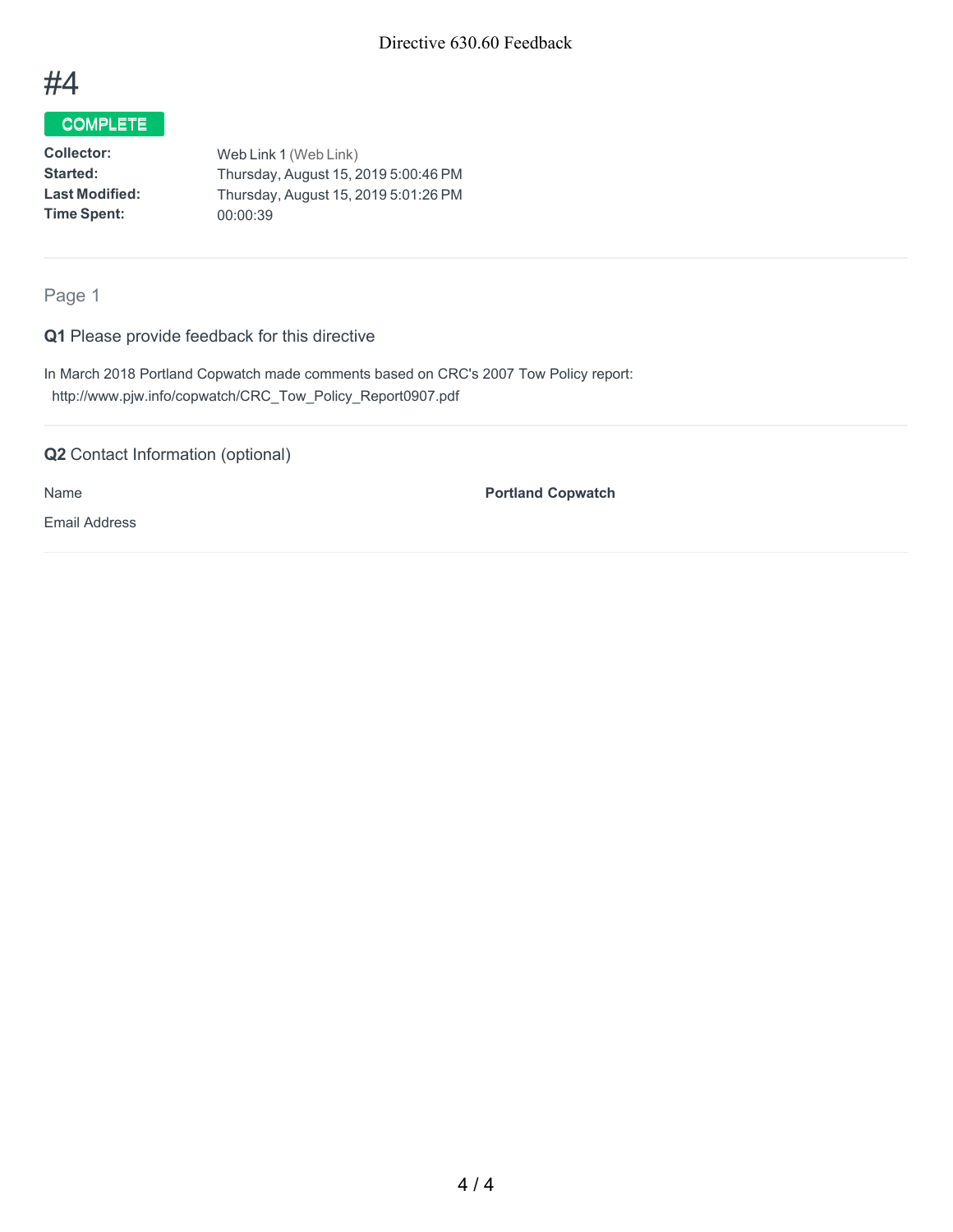# #4

**COMPLETE**

| | |
|---|---|
| **Collector:** | Web Link 1 (Web Link) |
| **Started:** | Thursday, August 15, 2019 5:00:46 PM |
| **Last Modified:** | Thursday, August 15, 2019 5:01:26 PM |
| **Time Spent:** | 00:00:39 |

## Page 1

**Q1** Please provide feedback for this directive

In March 2018 Portland Copwatch made comments based on CRC's 2007 Tow Policy report:
http://www.pjw.info/copwatch/CRC_Tow_Policy_Report0907.pdf

**Q2** Contact Information (optional)

| | |
|---|---|
| Name | **Portland Copwatch** |
| Email Address | |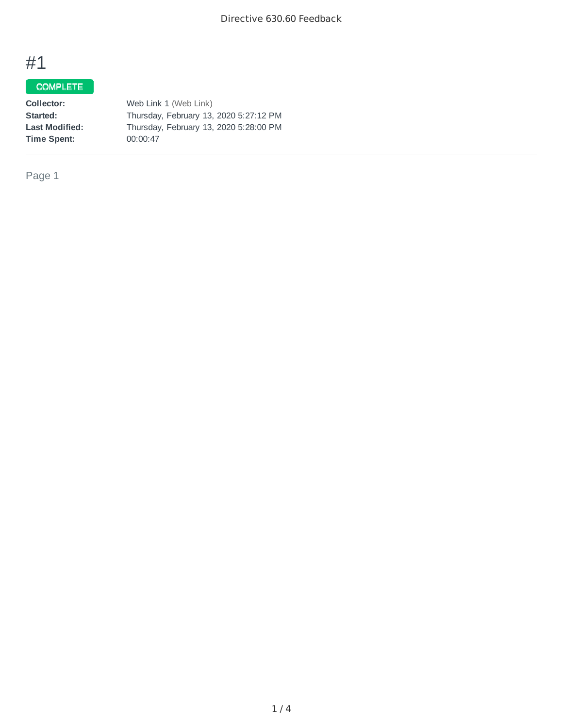# #1

COMPLETE

| | |
|---|---|
| **Collector:** | Web Link 1 (Web Link) |
| **Started:** | Thursday, February 13, 2020 5:27:12 PM |
| **Last Modified:** | Thursday, February 13, 2020 5:28:00 PM |
| **Time Spent:** | 00:00:47 |

Page 1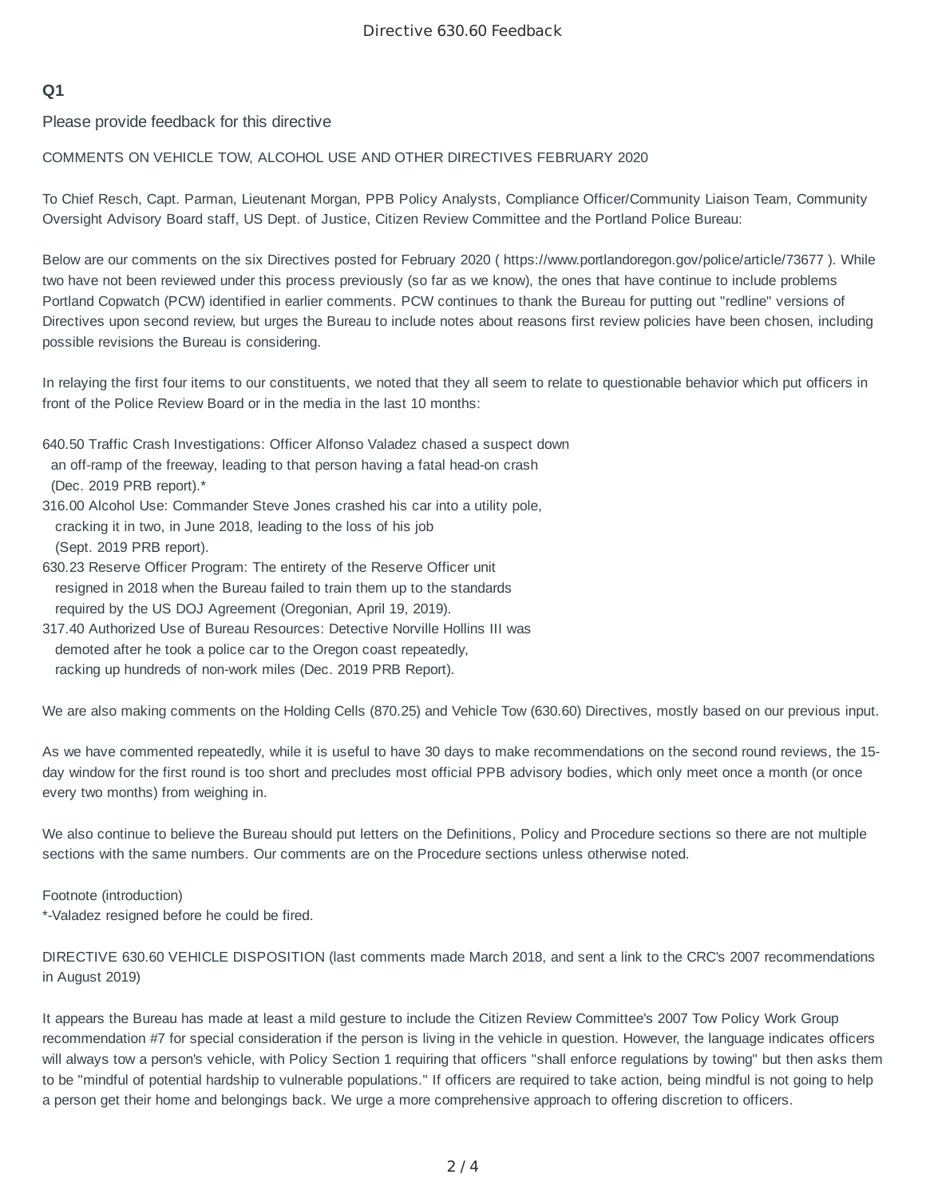**Q1**

Please provide feedback for this directive

COMMENTS ON VEHICLE TOW, ALCOHOL USE AND OTHER DIRECTIVES FEBRUARY 2020

To Chief Resch, Capt. Parman, Lieutenant Morgan, PPB Policy Analysts, Compliance Officer/Community Liaison Team, Community Oversight Advisory Board staff, US Dept. of Justice, Citizen Review Committee and the Portland Police Bureau:

Below are our comments on the six Directives posted for February 2020 ( https://www.portlandoregon.gov/police/article/73677 ). While two have not been reviewed under this process previously (so far as we know), the ones that have continue to include problems Portland Copwatch (PCW) identified in earlier comments. PCW continues to thank the Bureau for putting out "redline" versions of Directives upon second review, but urges the Bureau to include notes about reasons first review policies have been chosen, including possible revisions the Bureau is considering.

In relaying the first four items to our constituents, we noted that they all seem to relate to questionable behavior which put officers in front of the Police Review Board or in the media in the last 10 months:

640.50 Traffic Crash Investigations: Officer Alfonso Valadez chased a suspect down
an off-ramp of the freeway, leading to that person having a fatal head-on crash
(Dec. 2019 PRB report).*
316.00 Alcohol Use: Commander Steve Jones crashed his car into a utility pole,
cracking it in two, in June 2018, leading to the loss of his job
(Sept. 2019 PRB report).
630.23 Reserve Officer Program: The entirety of the Reserve Officer unit
resigned in 2018 when the Bureau failed to train them up to the standards
required by the US DOJ Agreement (Oregonian, April 19, 2019).
317.40 Authorized Use of Bureau Resources: Detective Norville Hollins III was
demoted after he took a police car to the Oregon coast repeatedly,
racking up hundreds of non-work miles (Dec. 2019 PRB Report).

We are also making comments on the Holding Cells (870.25) and Vehicle Tow (630.60) Directives, mostly based on our previous input.

As we have commented repeatedly, while it is useful to have 30 days to make recommendations on the second round reviews, the 15-day window for the first round is too short and precludes most official PPB advisory bodies, which only meet once a month (or once every two months) from weighing in.

We also continue to believe the Bureau should put letters on the Definitions, Policy and Procedure sections so there are not multiple sections with the same numbers. Our comments are on the Procedure sections unless otherwise noted.

Footnote (introduction)
*-Valadez resigned before he could be fired.

DIRECTIVE 630.60 VEHICLE DISPOSITION (last comments made March 2018, and sent a link to the CRC's 2007 recommendations in August 2019)

It appears the Bureau has made at least a mild gesture to include the Citizen Review Committee's 2007 Tow Policy Work Group recommendation #7 for special consideration if the person is living in the vehicle in question. However, the language indicates officers will always tow a person's vehicle, with Policy Section 1 requiring that officers "shall enforce regulations by towing" but then asks them to be "mindful of potential hardship to vulnerable populations." If officers are required to take action, being mindful is not going to help a person get their home and belongings back. We urge a more comprehensive approach to offering discretion to officers.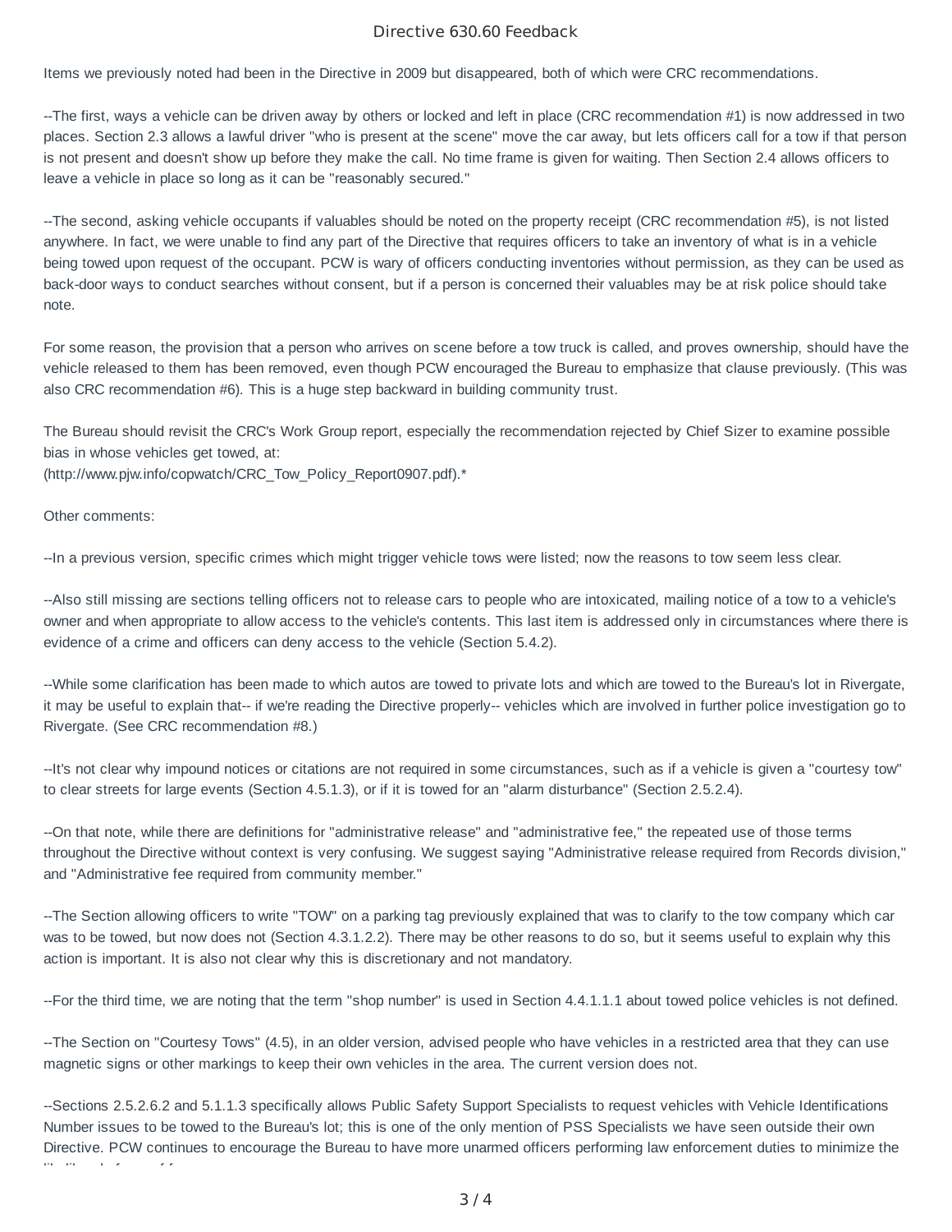Items we previously noted had been in the Directive in 2009 but disappeared, both of which were CRC recommendations.

--The first, ways a vehicle can be driven away by others or locked and left in place (CRC recommendation #1) is now addressed in two places. Section 2.3 allows a lawful driver "who is present at the scene" move the car away, but lets officers call for a tow if that person is not present and doesn't show up before they make the call. No time frame is given for waiting. Then Section 2.4 allows officers to leave a vehicle in place so long as it can be "reasonably secured."

--The second, asking vehicle occupants if valuables should be noted on the property receipt (CRC recommendation #5), is not listed anywhere. In fact, we were unable to find any part of the Directive that requires officers to take an inventory of what is in a vehicle being towed upon request of the occupant. PCW is wary of officers conducting inventories without permission, as they can be used as back-door ways to conduct searches without consent, but if a person is concerned their valuables may be at risk police should take note.

For some reason, the provision that a person who arrives on scene before a tow truck is called, and proves ownership, should have the vehicle released to them has been removed, even though PCW encouraged the Bureau to emphasize that clause previously. (This was also CRC recommendation #6). This is a huge step backward in building community trust.

The Bureau should revisit the CRC's Work Group report, especially the recommendation rejected by Chief Sizer to examine possible bias in whose vehicles get towed, at:
(http://www.pjw.info/copwatch/CRC_Tow_Policy_Report0907.pdf).*

Other comments:

--In a previous version, specific crimes which might trigger vehicle tows were listed; now the reasons to tow seem less clear.

--Also still missing are sections telling officers not to release cars to people who are intoxicated, mailing notice of a tow to a vehicle's owner and when appropriate to allow access to the vehicle's contents. This last item is addressed only in circumstances where there is evidence of a crime and officers can deny access to the vehicle (Section 5.4.2).

--While some clarification has been made to which autos are towed to private lots and which are towed to the Bureau's lot in Rivergate, it may be useful to explain that-- if we're reading the Directive properly-- vehicles which are involved in further police investigation go to Rivergate. (See CRC recommendation #8.)

--It's not clear why impound notices or citations are not required in some circumstances, such as if a vehicle is given a "courtesy tow" to clear streets for large events (Section 4.5.1.3), or if it is towed for an "alarm disturbance" (Section 2.5.2.4).

--On that note, while there are definitions for "administrative release" and "administrative fee," the repeated use of those terms throughout the Directive without context is very confusing. We suggest saying "Administrative release required from Records division," and "Administrative fee required from community member."

--The Section allowing officers to write "TOW" on a parking tag previously explained that was to clarify to the tow company which car was to be towed, but now does not (Section 4.3.1.2.2). There may be other reasons to do so, but it seems useful to explain why this action is important. It is also not clear why this is discretionary and not mandatory.

--For the third time, we are noting that the term "shop number" is used in Section 4.4.1.1.1 about towed police vehicles is not defined.

--The Section on "Courtesy Tows" (4.5), in an older version, advised people who have vehicles in a restricted area that they can use magnetic signs or other markings to keep their own vehicles in the area. The current version does not.

--Sections 2.5.2.6.2 and 5.1.1.3 specifically allows Public Safety Support Specialists to request vehicles with Vehicle Identifications Number issues to be towed to the Bureau's lot; this is one of the only mention of PSS Specialists we have seen outside their own Directive. PCW continues to encourage the Bureau to have more unarmed officers performing law enforcement duties to minimize the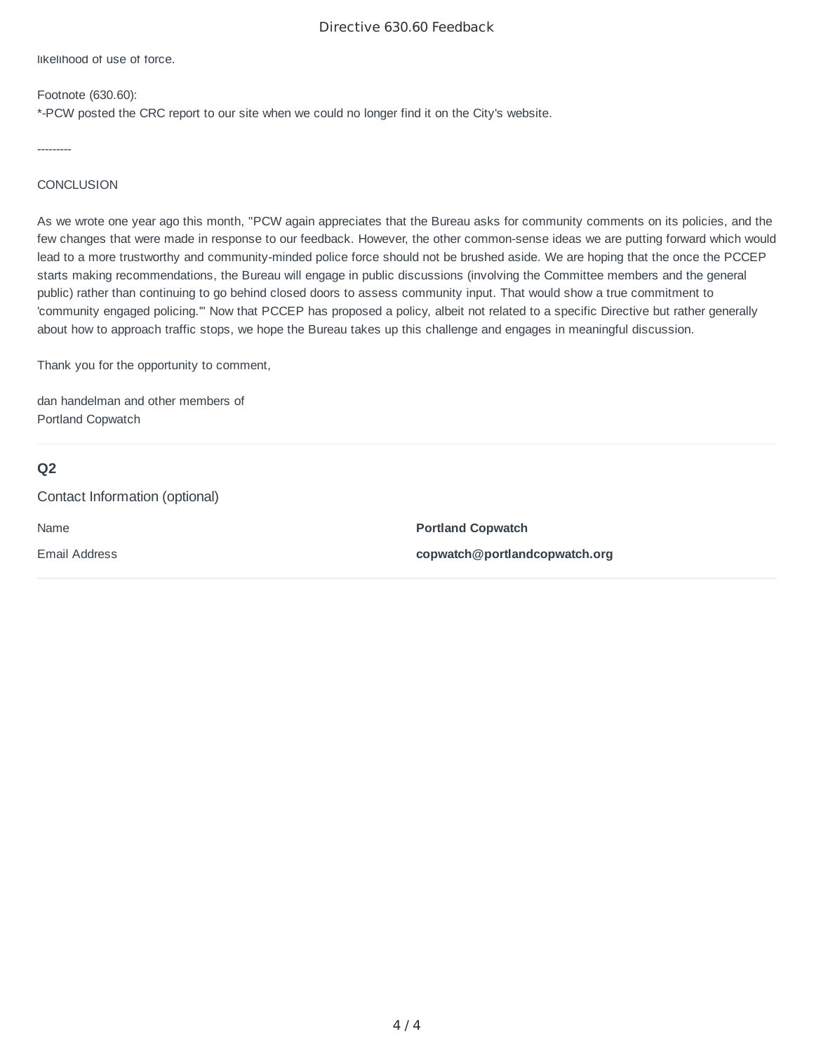likelihood of use of force.

Footnote (630.60):
*-PCW posted the CRC report to our site when we could no longer find it on the City's website.

---------

CONCLUSION

As we wrote one year ago this month, "PCW again appreciates that the Bureau asks for community comments on its policies, and the few changes that were made in response to our feedback. However, the other common-sense ideas we are putting forward which would lead to a more trustworthy and community-minded police force should not be brushed aside. We are hoping that the once the PCCEP starts making recommendations, the Bureau will engage in public discussions (involving the Committee members and the general public) rather than continuing to go behind closed doors to assess community input. That would show a true commitment to 'community engaged policing.'" Now that PCCEP has proposed a policy, albeit not related to a specific Directive but rather generally about how to approach traffic stops, we hope the Bureau takes up this challenge and engages in meaningful discussion.

Thank you for the opportunity to comment,

dan handelman and other members of
Portland Copwatch

## Q2

Contact Information (optional)

| | |
|---|---|
| Name | **Portland Copwatch** |
| Email Address | **copwatch@portlandcopwatch.org** |